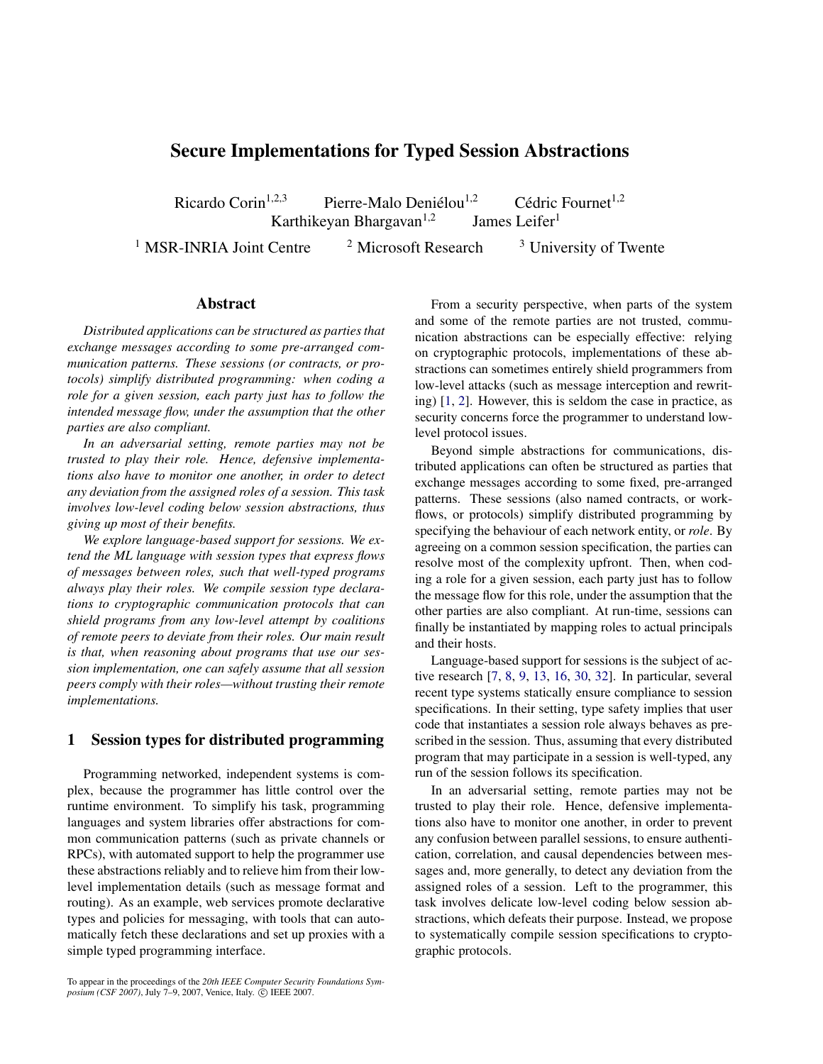# Secure Implementations for Typed Session Abstractions

Ricardo Corin[1,2,3] Pierre-Malo Deniélou[1,2] Cédric Fournet[1,2]
Karthikeyan Bhargavan[1,2] James Leifer[1]

[1] MSR-INRIA Joint Centre [2] Microsoft Research [3] University of Twente

## Abstract

*Distributed applications can be structured as parties that exchange messages according to some pre-arranged communication patterns. These sessions (or contracts, or protocols) simplify distributed programming: when coding a role for a given session, each party just has to follow the intended message flow, under the assumption that the other parties are also compliant.*

*In an adversarial setting, remote parties may not be trusted to play their role. Hence, defensive implementations also have to monitor one another, in order to detect any deviation from the assigned roles of a session. This task involves low-level coding below session abstractions, thus giving up most of their benefits.*

*We explore language-based support for sessions. We extend the ML language with session types that express flows of messages between roles, such that well-typed programs always play their roles. We compile session type declarations to cryptographic communication protocols that can shield programs from any low-level attempt by coalitions of remote peers to deviate from their roles. Our main result is that, when reasoning about programs that use our session implementation, one can safely assume that all session peers comply with their roles—without trusting their remote implementations.*

## 1 Session types for distributed programming

Programming networked, independent systems is complex, because the programmer has little control over the runtime environment. To simplify his task, programming languages and system libraries offer abstractions for common communication patterns (such as private channels or RPCs), with automated support to help the programmer use these abstractions reliably and to relieve him from their low-level implementation details (such as message format and routing). As an example, web services promote declarative types and policies for messaging, with tools that can automatically fetch these declarations and set up proxies with a simple typed programming interface.

From a security perspective, when parts of the system and some of the remote parties are not trusted, communication abstractions can be especially effective: relying on cryptographic protocols, implementations of these abstractions can sometimes entirely shield programmers from low-level attacks (such as message interception and rewriting) [1, 2]. However, this is seldom the case in practice, as security concerns force the programmer to understand low-level protocol issues.

Beyond simple abstractions for communications, distributed applications can often be structured as parties that exchange messages according to some fixed, pre-arranged patterns. These sessions (also named contracts, or workflows, or protocols) simplify distributed programming by specifying the behaviour of each network entity, or *role*. By agreeing on a common session specification, the parties can resolve most of the complexity upfront. Then, when coding a role for a given session, each party just has to follow the message flow for this role, under the assumption that the other parties are also compliant. At run-time, sessions can finally be instantiated by mapping roles to actual principals and their hosts.

Language-based support for sessions is the subject of active research [7, 8, 9, 13, 16, 30, 32]. In particular, several recent type systems statically ensure compliance to session specifications. In their setting, type safety implies that user code that instantiates a session role always behaves as prescribed in the session. Thus, assuming that every distributed program that may participate in a session is well-typed, any run of the session follows its specification.

In an adversarial setting, remote parties may not be trusted to play their role. Hence, defensive implementations also have to monitor one another, in order to prevent any confusion between parallel sessions, to ensure authentication, correlation, and causal dependencies between messages and, more generally, to detect any deviation from the assigned roles of a session. Left to the programmer, this task involves delicate low-level coding below session abstractions, which defeats their purpose. Instead, we propose to systematically compile session specifications to cryptographic protocols.

To appear in the proceedings of the *20th IEEE Computer Security Foundations Symposium (CSF 2007)*, July 7–9, 2007, Venice, Italy. © IEEE 2007.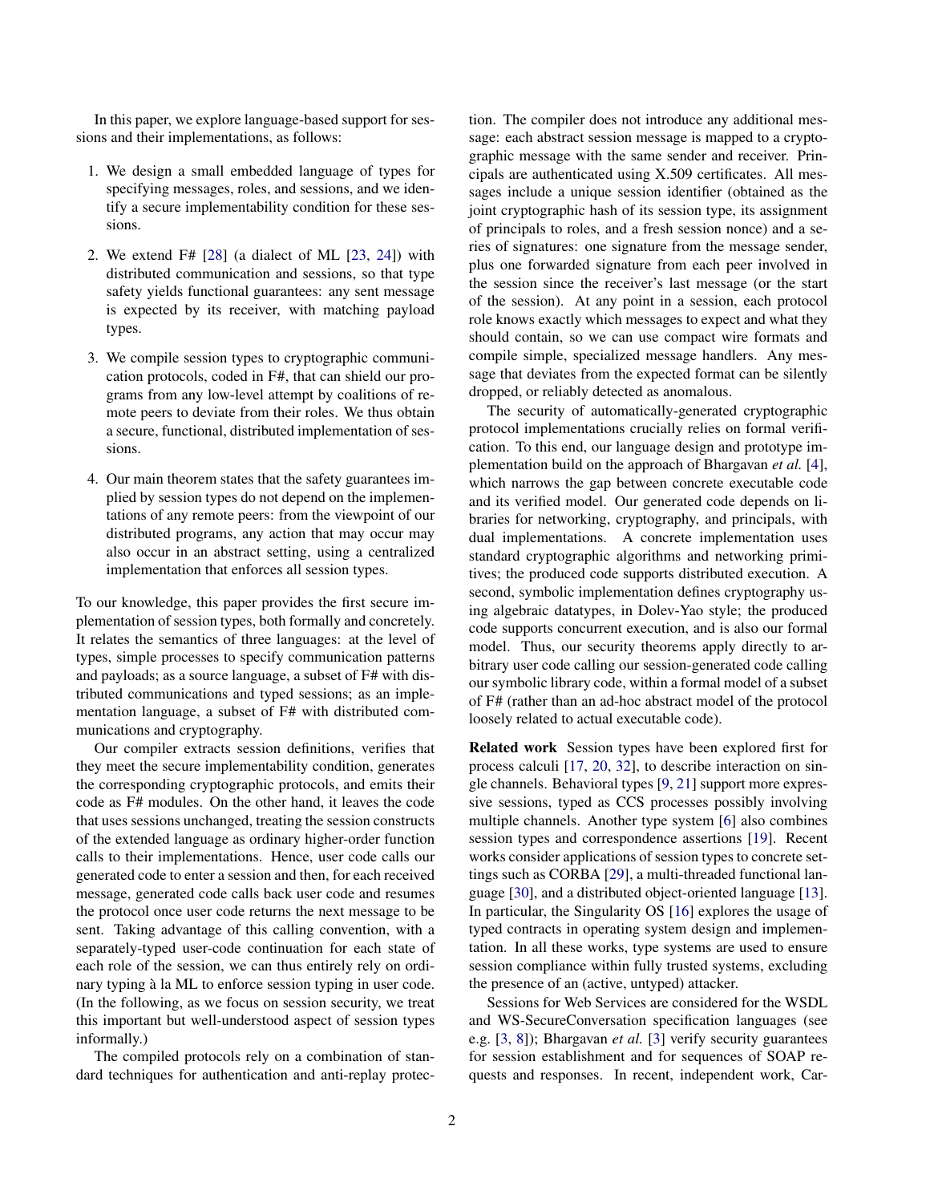In this paper, we explore language-based support for sessions and their implementations, as follows:

1. We design a small embedded language of types for specifying messages, roles, and sessions, and we identify a secure implementability condition for these sessions.
2. We extend F# [28] (a dialect of ML [23, 24]) with distributed communication and sessions, so that type safety yields functional guarantees: any sent message is expected by its receiver, with matching payload types.
3. We compile session types to cryptographic communication protocols, coded in F#, that can shield our programs from any low-level attempt by coalitions of remote peers to deviate from their roles. We thus obtain a secure, functional, distributed implementation of sessions.
4. Our main theorem states that the safety guarantees implied by session types do not depend on the implementations of any remote peers: from the viewpoint of our distributed programs, any action that may occur may also occur in an abstract setting, using a centralized implementation that enforces all session types.

To our knowledge, this paper provides the first secure implementation of session types, both formally and concretely. It relates the semantics of three languages: at the level of types, simple processes to specify communication patterns and payloads; as a source language, a subset of F# with distributed communications and typed sessions; as an implementation language, a subset of F# with distributed communications and cryptography.

Our compiler extracts session definitions, verifies that they meet the secure implementability condition, generates the corresponding cryptographic protocols, and emits their code as F# modules. On the other hand, it leaves the code that uses sessions unchanged, treating the session constructs of the extended language as ordinary higher-order function calls to their implementations. Hence, user code calls our generated code to enter a session and then, for each received message, generated code calls back user code and resumes the protocol once user code returns the next message to be sent. Taking advantage of this calling convention, with a separately-typed user-code continuation for each state of each role of the session, we can thus entirely rely on ordinary typing à la ML to enforce session typing in user code. (In the following, as we focus on session security, we treat this important but well-understood aspect of session types informally.)

The compiled protocols rely on a combination of standard techniques for authentication and anti-replay protection. The compiler does not introduce any additional message: each abstract session message is mapped to a cryptographic message with the same sender and receiver. Principals are authenticated using X.509 certificates. All messages include a unique session identifier (obtained as the joint cryptographic hash of its session type, its assignment of principals to roles, and a fresh session nonce) and a series of signatures: one signature from the message sender, plus one forwarded signature from each peer involved in the session since the receiver's last message (or the start of the session). At any point in a session, each protocol role knows exactly which messages to expect and what they should contain, so we can use compact wire formats and compile simple, specialized message handlers. Any message that deviates from the expected format can be silently dropped, or reliably detected as anomalous.

The security of automatically-generated cryptographic protocol implementations crucially relies on formal verification. To this end, our language design and prototype implementation build on the approach of Bhargavan *et al.* [4], which narrows the gap between concrete executable code and its verified model. Our generated code depends on libraries for networking, cryptography, and principals, with dual implementations. A concrete implementation uses standard cryptographic algorithms and networking primitives; the produced code supports distributed execution. A second, symbolic implementation defines cryptography using algebraic datatypes, in Dolev-Yao style; the produced code supports concurrent execution, and is also our formal model. Thus, our security theorems apply directly to arbitrary user code calling our session-generated code calling our symbolic library code, within a formal model of a subset of F# (rather than an ad-hoc abstract model of the protocol loosely related to actual executable code).

**Related work** Session types have been explored first for process calculi [17, 20, 32], to describe interaction on single channels. Behavioral types [9, 21] support more expressive sessions, typed as CCS processes possibly involving multiple channels. Another type system [6] also combines session types and correspondence assertions [19]. Recent works consider applications of session types to concrete settings such as CORBA [29], a multi-threaded functional language [30], and a distributed object-oriented language [13]. In particular, the Singularity OS [16] explores the usage of typed contracts in operating system design and implementation. In all these works, type systems are used to ensure session compliance within fully trusted systems, excluding the presence of an (active, untyped) attacker.

Sessions for Web Services are considered for the WSDL and WS-SecureConversation specification languages (see e.g. [3, 8]); Bhargavan *et al.* [3] verify security guarantees for session establishment and for sequences of SOAP requests and responses. In recent, independent work, Car-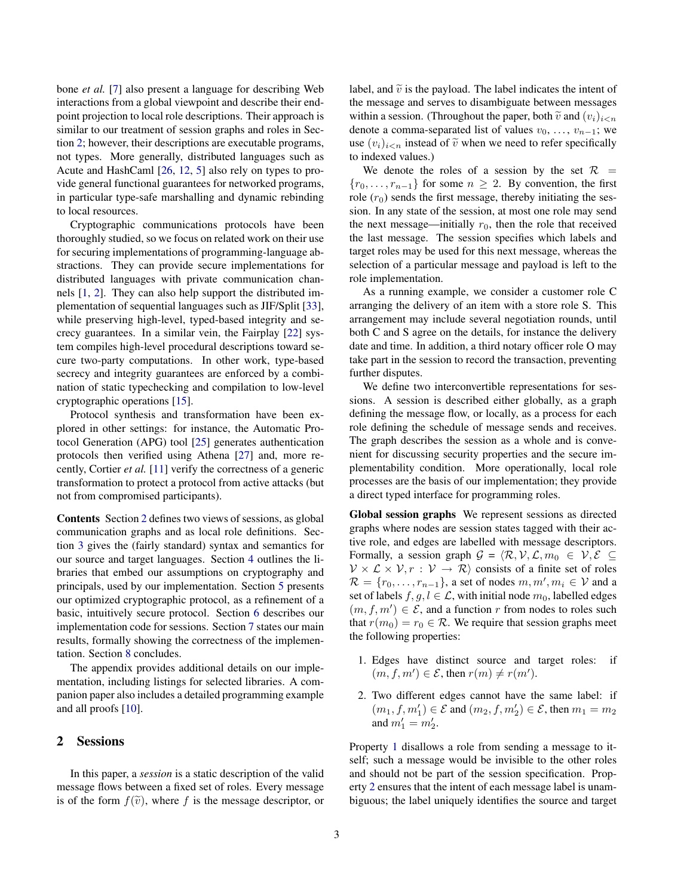bone *et al.* [7] also present a language for describing Web interactions from a global viewpoint and describe their endpoint projection to local role descriptions. Their approach is similar to our treatment of session graphs and roles in Section 2; however, their descriptions are executable programs, not types. More generally, distributed languages such as Acute and HashCaml [26, 12, 5] also rely on types to provide general functional guarantees for networked programs, in particular type-safe marshalling and dynamic rebinding to local resources.

Cryptographic communications protocols have been thoroughly studied, so we focus on related work on their use for securing implementations of programming-language abstractions. They can provide secure implementations for distributed languages with private communication channels [1, 2]. They can also help support the distributed implementation of sequential languages such as JIF/Split [33], while preserving high-level, typed-based integrity and secrecy guarantees. In a similar vein, the Fairplay [22] system compiles high-level procedural descriptions toward secure two-party computations. In other work, type-based secrecy and integrity guarantees are enforced by a combination of static typechecking and compilation to low-level cryptographic operations [15].

Protocol synthesis and transformation have been explored in other settings: for instance, the Automatic Protocol Generation (APG) tool [25] generates authentication protocols then verified using Athena [27] and, more recently, Cortier *et al.* [11] verify the correctness of a generic transformation to protect a protocol from active attacks (but not from compromised participants).

**Contents** Section 2 defines two views of sessions, as global communication graphs and as local role definitions. Section 3 gives the (fairly standard) syntax and semantics for our source and target languages. Section 4 outlines the libraries that embed our assumptions on cryptography and principals, used by our implementation. Section 5 presents our optimized cryptographic protocol, as a refinement of a basic, intuitively secure protocol. Section 6 describes our implementation code for sessions. Section 7 states our main results, formally showing the correctness of the implementation. Section 8 concludes.

The appendix provides additional details on our implementation, including listings for selected libraries. A companion paper also includes a detailed programming example and all proofs [10].

## 2 Sessions

In this paper, a *session* is a static description of the valid message flows between a fixed set of roles. Every message is of the form $f(\widetilde{v})$, where $f$ is the message descriptor, or label, and $\widetilde{v}$ is the payload. The label indicates the intent of the message and serves to disambiguate between messages within a session. (Throughout the paper, both $\widetilde{v}$ and $(v_i)_{i<n}$ denote a comma-separated list of values $v_0, \ldots, v_{n-1}$; we use $(v_i)_{i<n}$ instead of $\widetilde{v}$ when we need to refer specifically to indexed values.)

We denote the roles of a session by the set $\mathcal{R} = \{r_0, \ldots, r_{n-1}\}$ for some $n \geq 2$. By convention, the first role ($r_0$) sends the first message, thereby initiating the session. In any state of the session, at most one role may send the next message—initially $r_0$, then the role that received the last message. The session specifies which labels and target roles may be used for this next message, whereas the selection of a particular message and payload is left to the role implementation.

As a running example, we consider a customer role C arranging the delivery of an item with a store role S. This arrangement may include several negotiation rounds, until both C and S agree on the details, for instance the delivery date and time. In addition, a third notary officer role O may take part in the session to record the transaction, preventing further disputes.

We define two interconvertible representations for sessions. A session is described either globally, as a graph defining the message flow, or locally, as a process for each role defining the schedule of message sends and receives. The graph describes the session as a whole and is convenient for discussing security properties and the secure implementability condition. More operationally, local role processes are the basis of our implementation; they provide a direct typed interface for programming roles.

**Global session graphs** We represent sessions as directed graphs where nodes are session states tagged with their active role, and edges are labelled with message descriptors. Formally, a session graph $\mathcal{G} = \langle \mathcal{R}, \mathcal{V}, \mathcal{L}, m_0 \in \mathcal{V}, \mathcal{E} \subseteq \mathcal{V} \times \mathcal{L} \times \mathcal{V}, r : \mathcal{V} \rightarrow \mathcal{R} \rangle$ consists of a finite set of roles $\mathcal{R} = \{r_0, \ldots, r_{n-1}\}$, a set of nodes $m, m', m_i \in \mathcal{V}$ and a set of labels $f, g, l \in \mathcal{L}$, with initial node $m_0$, labelled edges $(m, f, m') \in \mathcal{E}$, and a function $r$ from nodes to roles such that $r(m_0) = r_0 \in \mathcal{R}$. We require that session graphs meet the following properties:

1. Edges have distinct source and target roles: if $(m, f, m') \in \mathcal{E}$, then $r(m) \neq r(m')$.
2. Two different edges cannot have the same label: if $(m_1, f, m'_1) \in \mathcal{E}$ and $(m_2, f, m'_2) \in \mathcal{E}$, then $m_1 = m_2$ and $m'_1 = m'_2$.

Property 1 disallows a role from sending a message to itself; such a message would be invisible to the other roles and should not be part of the session specification. Property 2 ensures that the intent of each message label is unambiguous; the label uniquely identifies the source and target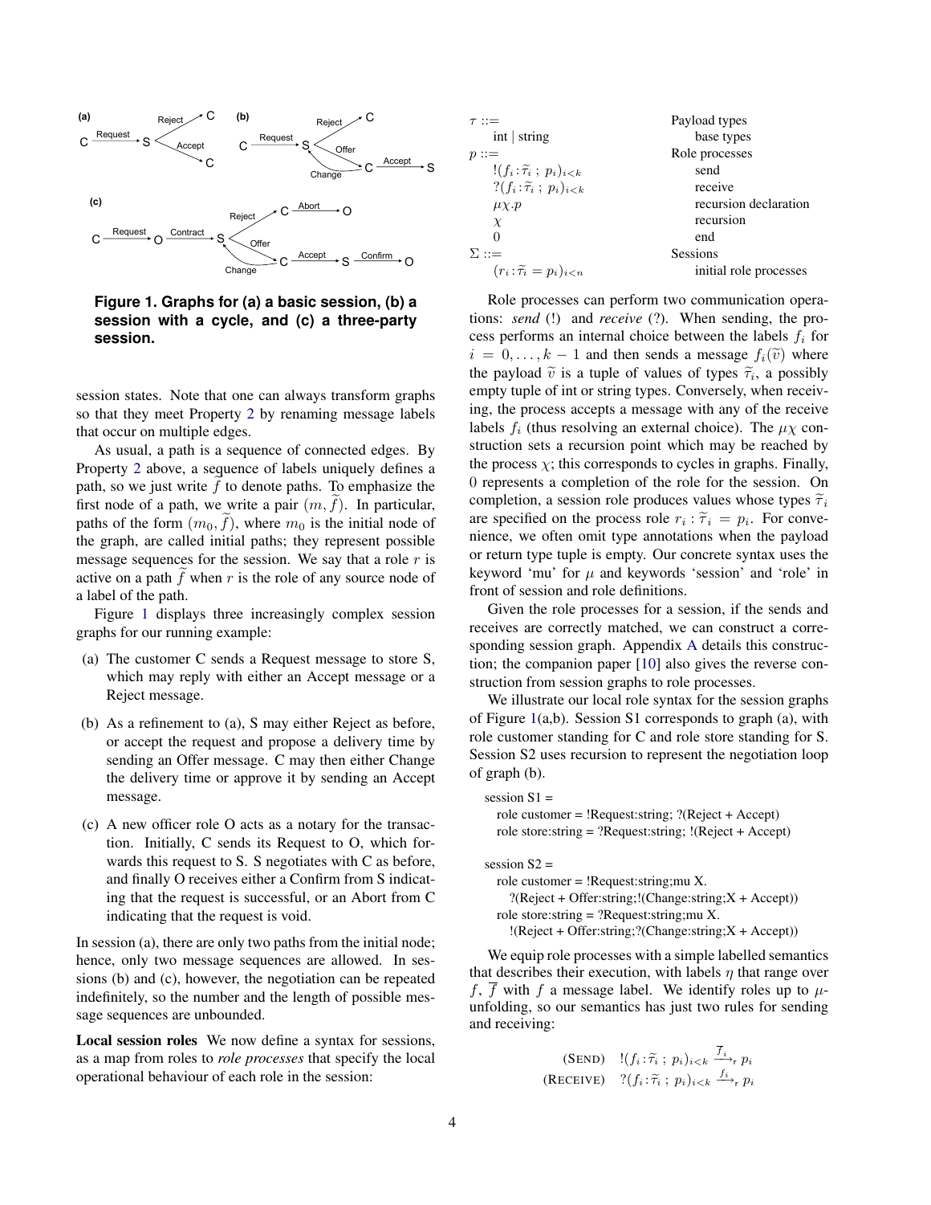**Figure 1. Graphs for (a) a basic session, (b) a session with a cycle, and (c) a three-party session.**

session states. Note that one can always transform graphs so that they meet Property 2 by renaming message labels that occur on multiple edges.

As usual, a path is a sequence of connected edges. By Property 2 above, a sequence of labels uniquely defines a path, so we just write $\widetilde{f}$ to denote paths. To emphasize the first node of a path, we write a pair $(m, \widetilde{f})$. In particular, paths of the form $(m_0, \widetilde{f})$, where $m_0$ is the initial node of the graph, are called initial paths; they represent possible message sequences for the session. We say that a role $r$ is active on a path $\widetilde{f}$ when $r$ is the role of any source node of a label of the path.

Figure 1 displays three increasingly complex session graphs for our running example:

(a) The customer C sends a Request message to store S, which may reply with either an Accept message or a Reject message.

(b) As a refinement to (a), S may either Reject as before, or accept the request and propose a delivery time by sending an Offer message. C may then either Change the delivery time or approve it by sending an Accept message.

(c) A new officer role O acts as a notary for the transaction. Initially, C sends its Request to O, which forwards this request to S. S negotiates with C as before, and finally O receives either a Confirm from S indicating that the request is successful, or an Abort from C indicating that the request is void.

In session (a), there are only two paths from the initial node; hence, only two message sequences are allowed. In sessions (b) and (c), however, the negotiation can be repeated indefinitely, so the number and the length of possible message sequences are unbounded.

**Local session roles** We now define a syntax for sessions, as a map from roles to *role processes* that specify the local operational behaviour of each role in the session:

| | |
|---|---|
| $\tau ::=$ | Payload types |
| int \| string | base types |
| $p ::=$ | Role processes |
| $!(f_i : \widetilde{\tau}_i \; ; \; p_i)_{i<k}$ | send |
| $?(f_i : \widetilde{\tau}_i \; ; \; p_i)_{i<k}$ | receive |
| $\mu\chi.p$ | recursion declaration |
| $\chi$ | recursion |
| $0$ | end |
| $\Sigma ::=$ | Sessions |
| $(r_i : \widetilde{\tau}_i = p_i)_{i<n}$ | initial role processes |

Role processes can perform two communication operations: *send* (!) and *receive* (?). When sending, the process performs an internal choice between the labels $f_i$ for $i = 0, \ldots, k-1$ and then sends a message $f_i(\widetilde{v})$ where the payload $\widetilde{v}$ is a tuple of values of types $\widetilde{\tau}_i$, a possibly empty tuple of int or string types. Conversely, when receiving, the process accepts a message with any of the receive labels $f_i$ (thus resolving an external choice). The $\mu\chi$ construction sets a recursion point which may be reached by the process $\chi$; this corresponds to cycles in graphs. Finally, $0$ represents a completion of the role for the session. On completion, a session role produces values whose types $\widetilde{\tau}_i$ are specified on the process role $r_i : \widetilde{\tau}_i = p_i$. For convenience, we often omit type annotations when the payload or return type tuple is empty. Our concrete syntax uses the keyword 'mu' for $\mu$ and keywords 'session' and 'role' in front of session and role definitions.

Given the role processes for a session, if the sends and receives are correctly matched, we can construct a corresponding session graph. Appendix A details this construction; the companion paper [10] also gives the reverse construction from session graphs to role processes.

We illustrate our local role syntax for the session graphs of Figure 1(a,b). Session S1 corresponds to graph (a), with role customer standing for C and role store standing for S. Session S2 uses recursion to represent the negotiation loop of graph (b).

```
session S1 =
  role customer = !Request:string; ?(Reject + Accept)
  role store:string = ?Request:string; !(Reject + Accept)

session S2 =
  role customer = !Request:string;mu X.
    ?(Reject + Offer:string;!(Change:string;X + Accept))
  role store:string = ?Request:string;mu X.
    !(Reject + Offer:string;?(Change:string;X + Accept))
```

We equip role processes with a simple labelled semantics that describes their execution, with labels $\eta$ that range over $f$, $\overline{f}$ with $f$ a message label. We identify roles up to $\mu$-unfolding, so our semantics has just two rules for sending and receiving:

$$\text{(SEND)} \quad !(f_i : \widetilde{\tau}_i \; ; \; p_i)_{i<k} \xrightarrow{\overline{f_i}}_{\mathsf{r}} p_i$$

$$\text{(RECEIVE)} \quad ?(f_i : \widetilde{\tau}_i \; ; \; p_i)_{i<k} \xrightarrow{f_i}_{\mathsf{r}} p_i$$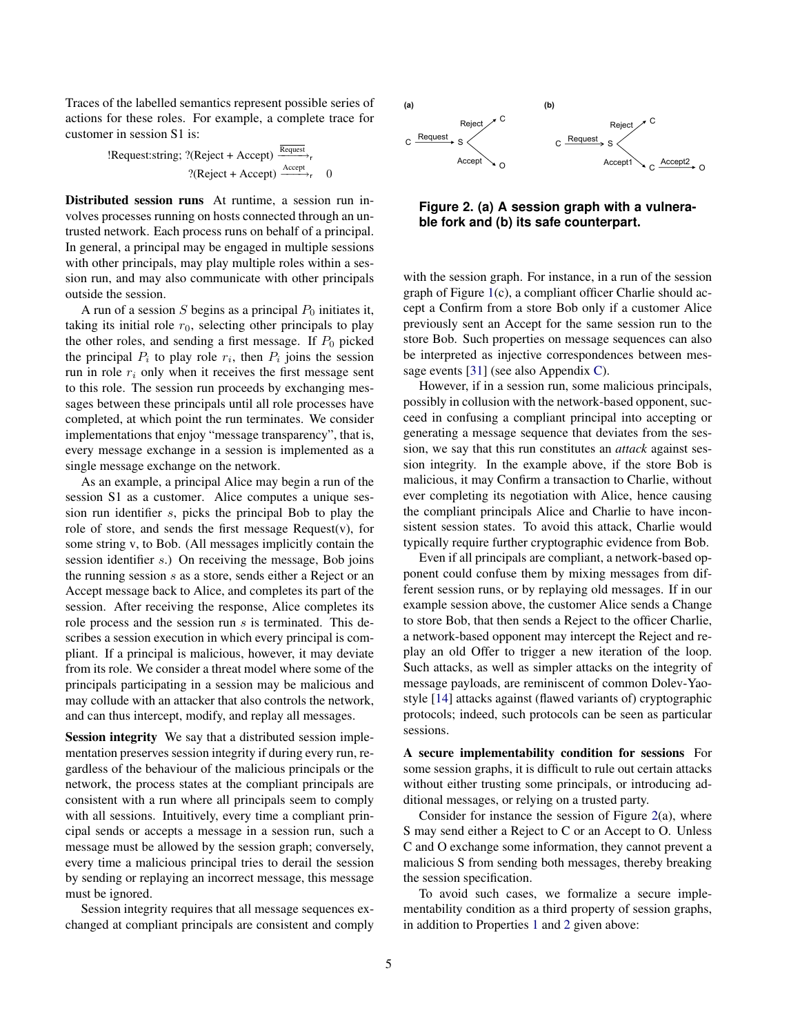Traces of the labelled semantics represent possible series of actions for these roles. For example, a complete trace for customer in session S1 is:

$$\text{!Request:string; ?(Reject + Accept)} \xrightarrow{\overline{\text{Request}}}_{\text{r}}$$
$$\text{?(Reject + Accept)} \xrightarrow{\text{Accept}}_{\text{r}} \quad 0$$

**Distributed session runs** At runtime, a session run involves processes running on hosts connected through an untrusted network. Each process runs on behalf of a principal. In general, a principal may be engaged in multiple sessions with other principals, may play multiple roles within a session run, and may also communicate with other principals outside the session.

A run of a session $S$ begins as a principal $P_0$ initiates it, taking its initial role $r_0$, selecting other principals to play the other roles, and sending a first message. If $P_0$ picked the principal $P_i$ to play role $r_i$, then $P_i$ joins the session run in role $r_i$ only when it receives the first message sent to this role. The session run proceeds by exchanging messages between these principals until all role processes have completed, at which point the run terminates. We consider implementations that enjoy "message transparency", that is, every message exchange in a session is implemented as a single message exchange on the network.

As an example, a principal Alice may begin a run of the session S1 as a customer. Alice computes a unique session run identifier $s$, picks the principal Bob to play the role of store, and sends the first message Request(v), for some string v, to Bob. (All messages implicitly contain the session identifier $s$.) On receiving the message, Bob joins the running session $s$ as a store, sends either a Reject or an Accept message back to Alice, and completes its part of the session. After receiving the response, Alice completes its role process and the session run $s$ is terminated. This describes a session execution in which every principal is compliant. If a principal is malicious, however, it may deviate from its role. We consider a threat model where some of the principals participating in a session may be malicious and may collude with an attacker that also controls the network, and can thus intercept, modify, and replay all messages.

**Session integrity** We say that a distributed session implementation preserves session integrity if during every run, regardless of the behaviour of the malicious principals or the network, the process states at the compliant principals are consistent with a run where all principals seem to comply with all sessions. Intuitively, every time a compliant principal sends or accepts a message in a session run, such a message must be allowed by the session graph; conversely, every time a malicious principal tries to derail the session by sending or replaying an incorrect message, this message must be ignored.

Session integrity requires that all message sequences exchanged at compliant principals are consistent and comply with the session graph. For instance, in a run of the session graph of Figure 1(c), a compliant officer Charlie should accept a Confirm from a store Bob only if a customer Alice previously sent an Accept for the same session run to the store Bob. Such properties on message sequences can also be interpreted as injective correspondences between message events [31] (see also Appendix C).

However, if in a session run, some malicious principals, possibly in collusion with the network-based opponent, succeed in confusing a compliant principal into accepting or generating a message sequence that deviates from the session, we say that this run constitutes an *attack* against session integrity. In the example above, if the store Bob is malicious, it may Confirm a transaction to Charlie, without ever completing its negotiation with Alice, hence causing the compliant principals Alice and Charlie to have inconsistent session states. To avoid this attack, Charlie would typically require further cryptographic evidence from Bob.

Even if all principals are compliant, a network-based opponent could confuse them by mixing messages from different session runs, or by replaying old messages. If in our example session above, the customer Alice sends a Change to store Bob, that then sends a Reject to the officer Charlie, a network-based opponent may intercept the Reject and replay an old Offer to trigger a new iteration of the loop. Such attacks, as well as simpler attacks on the integrity of message payloads, are reminiscent of common Dolev-Yao-style [14] attacks against (flawed variants of) cryptographic protocols; indeed, such protocols can be seen as particular sessions.

**Figure 2. (a) A session graph with a vulnerable fork and (b) its safe counterpart.**

**A secure implementability condition for sessions** For some session graphs, it is difficult to rule out certain attacks without either trusting some principals, or introducing additional messages, or relying on a trusted party.

Consider for instance the session of Figure 2(a), where S may send either a Reject to C or an Accept to O. Unless C and O exchange some information, they cannot prevent a malicious S from sending both messages, thereby breaking the session specification.

To avoid such cases, we formalize a secure implementability condition as a third property of session graphs, in addition to Properties 1 and 2 given above: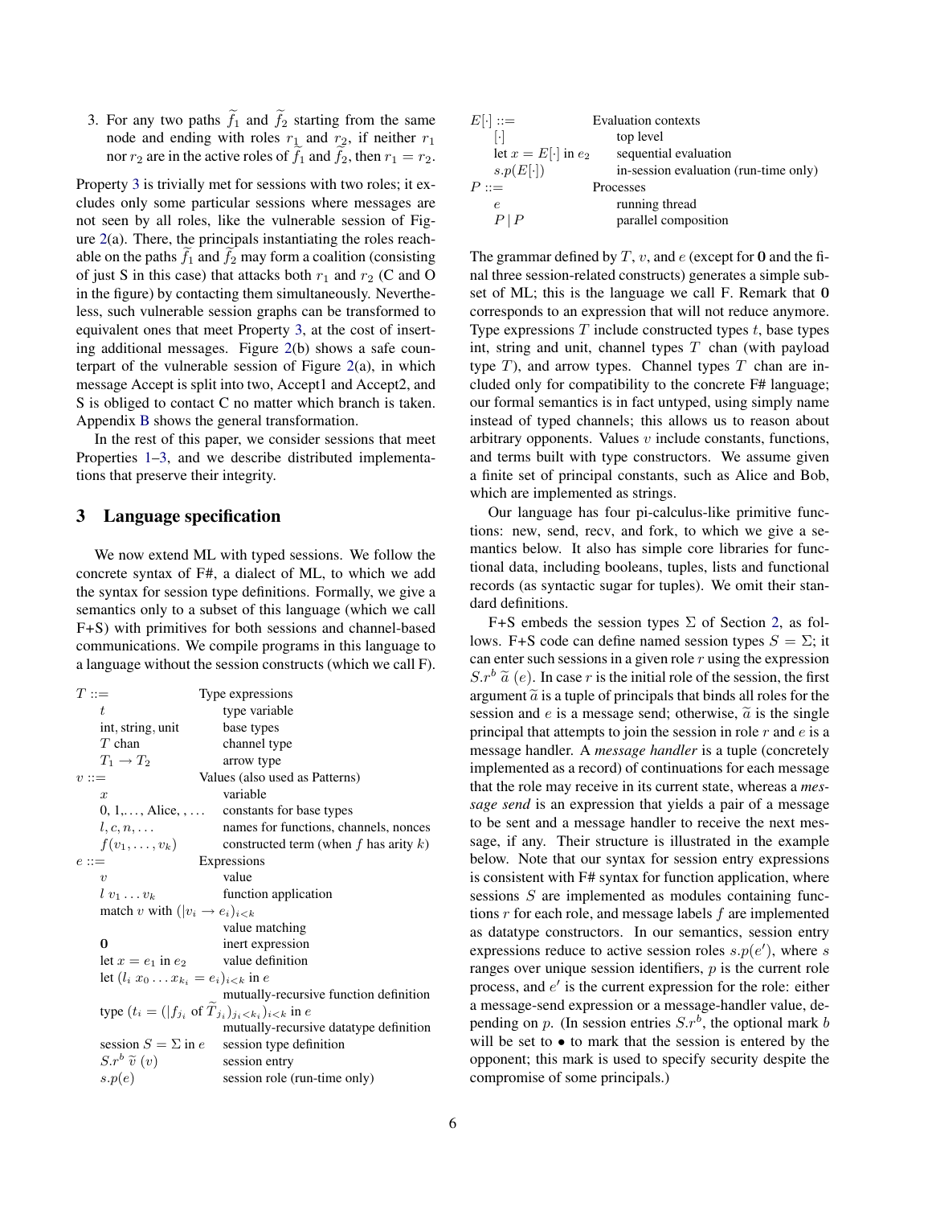3. For any two paths $\widetilde{f}_1$ and $\widetilde{f}_2$ starting from the same node and ending with roles $r_1$ and $r_2$, if neither $r_1$ nor $r_2$ are in the active roles of $\widetilde{f}_1$ and $\widetilde{f}_2$, then $r_1 = r_2$.

Property 3 is trivially met for sessions with two roles; it excludes only some particular sessions where messages are not seen by all roles, like the vulnerable session of Figure 2(a). There, the principals instantiating the roles reachable on the paths $\widetilde{f}_1$ and $\widetilde{f}_2$ may form a coalition (consisting of just S in this case) that attacks both $r_1$ and $r_2$ (C and O in the figure) by contacting them simultaneously. Nevertheless, such vulnerable session graphs can be transformed to equivalent ones that meet Property 3, at the cost of inserting additional messages. Figure 2(b) shows a safe counterpart of the vulnerable session of Figure 2(a), in which message Accept is split into two, Accept1 and Accept2, and S is obliged to contact C no matter which branch is taken. Appendix B shows the general transformation.

In the rest of this paper, we consider sessions that meet Properties 1–3, and we describe distributed implementations that preserve their integrity.

## 3 Language specification

We now extend ML with typed sessions. We follow the concrete syntax of F#, a dialect of ML, to which we add the syntax for session type definitions. Formally, we give a semantics only to a subset of this language (which we call F+S) with primitives for both sessions and channel-based communications. We compile programs in this language to a language without the session constructs (which we call F).

| | |
|---|---|
| $T ::=$ | Type expressions |
| $\quad t$ | type variable |
| $\quad$ int, string, unit | base types |
| $\quad T$ chan | channel type |
| $\quad T_1 \rightarrow T_2$ | arrow type |
| $v ::=$ | Values (also used as Patterns) |
| $\quad x$ | variable |
| $\quad 0, 1, \ldots$, Alice, $, \ldots$ | constants for base types |
| $\quad l, c, n, \ldots$ | names for functions, channels, nonces |
| $\quad f(v_1, \ldots, v_k)$ | constructed term (when $f$ has arity $k$) |
| $e ::=$ | Expressions |
| $\quad v$ | value |
| $\quad l\ v_1 \ldots v_k$ | function application |
| $\quad$ match $v$ with $(\vert v_i \rightarrow e_i)_{i<k}$ | value matching |
| $\quad \mathbf{0}$ | inert expression |
| $\quad$ let $x = e_1$ in $e_2$ | value definition |
| $\quad$ let $(l_i\ x_0 \ldots x_{k_i} = e_i)_{i<k}$ in $e$ | mutually-recursive function definition |
| $\quad$ type $(t_i = (\vert f_{j_i}$ of $\widetilde{T}_{j_i})_{j_i<k_i})_{i<k}$ in $e$ | mutually-recursive datatype definition |
| $\quad$ session $S = \Sigma$ in $e$ | session type definition |
| $\quad S.r^b\ \widetilde{v}\ (v)$ | session entry |
| $\quad s.p(e)$ | session role (run-time only) |

| | |
|---|---|
| $E[\cdot] ::=$ | Evaluation contexts |
| $\quad [\cdot]$ | top level |
| $\quad$ let $x = E[\cdot]$ in $e_2$ | sequential evaluation |
| $\quad s.p(E[\cdot])$ | in-session evaluation (run-time only) |
| $P ::=$ | Processes |
| $\quad e$ | running thread |
| $\quad P \mid P$ | parallel composition |

The grammar defined by $T$, $v$, and $e$ (except for $\mathbf{0}$ and the final three session-related constructs) generates a simple subset of ML; this is the language we call F. Remark that $\mathbf{0}$ corresponds to an expression that will not reduce anymore. Type expressions $T$ include constructed types $t$, base types int, string and unit, channel types $T$ chan (with payload type $T$), and arrow types. Channel types $T$ chan are included only for compatibility to the concrete F# language; our formal semantics is in fact untyped, using simply name instead of typed channels; this allows us to reason about arbitrary opponents. Values $v$ include constants, functions, and terms built with type constructors. We assume given a finite set of principal constants, such as Alice and Bob, which are implemented as strings.

Our language has four pi-calculus-like primitive functions: new, send, recv, and fork, to which we give a semantics below. It also has simple core libraries for functional data, including booleans, tuples, lists and functional records (as syntactic sugar for tuples). We omit their standard definitions.

F+S embeds the session types $\Sigma$ of Section 2, as follows. F+S code can define named session types $S = \Sigma$; it can enter such sessions in a given role $r$ using the expression $S.r^b\ \widetilde{a}\ (e)$. In case $r$ is the initial role of the session, the first argument $\widetilde{a}$ is a tuple of principals that binds all roles for the session and $e$ is a message send; otherwise, $\widetilde{a}$ is the single principal that attempts to join the session in role $r$ and $e$ is a message handler. A *message handler* is a tuple (concretely implemented as a record) of continuations for each message that the role may receive in its current state, whereas a *message send* is an expression that yields a pair of a message to be sent and a message handler to receive the next message, if any. Their structure is illustrated in the example below. Note that our syntax for session entry expressions is consistent with F# syntax for function application, where sessions $S$ are implemented as modules containing functions $r$ for each role, and message labels $f$ are implemented as datatype constructors. In our semantics, session entry expressions reduce to active session roles $s.p(e')$, where $s$ ranges over unique session identifiers, $p$ is the current role process, and $e'$ is the current expression for the role: either a message-send expression or a message-handler value, depending on $p$. (In session entries $S.r^b$, the optional mark $b$ will be set to $\bullet$ to mark that the session is entered by the opponent; this mark is used to specify security despite the compromise of some principals.)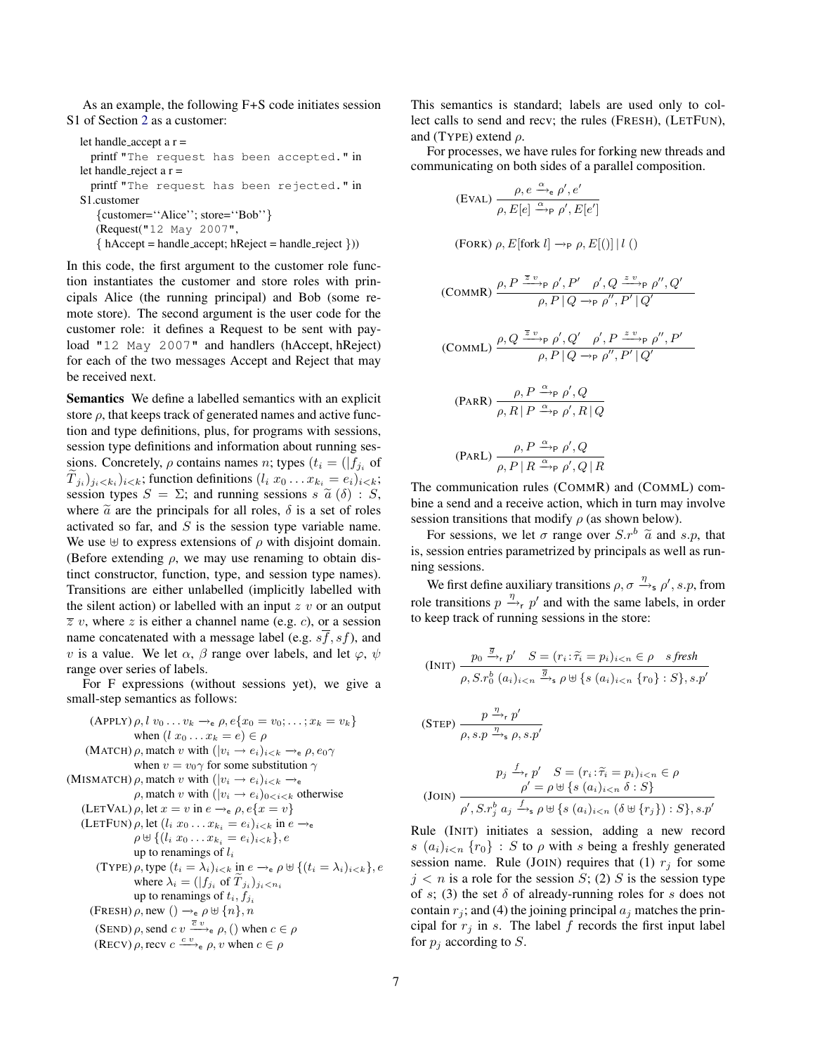As an example, the following F+S code initiates session S1 of Section 2 as a customer:

```
let handle_accept a r =
  printf "The request has been accepted." in
let handle_reject a r =
  printf "The request has been rejected." in
S1.customer
  {customer=''Alice''; store=''Bob''}
  (Request("12 May 2007",
  { hAccept = handle_accept; hReject = handle_reject }))
```

In this code, the first argument to the customer role function instantiates the customer and store roles with principals Alice (the running principal) and Bob (some remote store). The second argument is the user code for the customer role: it defines a Request to be sent with payload "12 May 2007" and handlers (hAccept, hReject) for each of the two messages Accept and Reject that may be received next.

**Semantics** We define a labelled semantics with an explicit store $\rho$, that keeps track of generated names and active function and type definitions, plus, for programs with sessions, session type definitions and information about running sessions. Concretely, $\rho$ contains names $n$; types $(t_i = (|f_{j_i}$ of $\widetilde{T}_{j_i})_{j_i<k_i})_{i<k}$; function definitions $(l_i\ x_0 \ldots x_{k_i} = e_i)_{i<k}$; session types $S = \Sigma$; and running sessions $s\ \widetilde{a}\ (\delta) : S$, where $\widetilde{a}$ are the principals for all roles, $\delta$ is a set of roles activated so far, and $S$ is the session type variable name. We use $\uplus$ to express extensions of $\rho$ with disjoint domain. (Before extending $\rho$, we may use renaming to obtain distinct constructor, function, type, and session type names). Transitions are either unlabelled (implicitly labelled with the silent action) or labelled with an input $z\ v$ or an output $\overline{z}\ v$, where $z$ is either a channel name (e.g. $c$), or a session name concatenated with a message label (e.g. $s\overline{f}, sf$), and $v$ is a value. We let $\alpha$, $\beta$ range over labels, and let $\varphi$, $\psi$ range over series of labels.

For F expressions (without sessions yet), we give a small-step semantics as follows:

(APPLY) $\rho, l\ v_0 \ldots v_k \rightarrow_{\mathsf{e}} \rho, e\{x_0 = v_0; \ldots ; x_k = v_k\}$ when $(l\ x_0 \ldots x_k = e) \in \rho$

(MATCH) $\rho$, match $v$ with $(|v_i \rightarrow e_i)_{i<k} \rightarrow_{\mathsf{e}} \rho, e_0\gamma$ when $v = v_0\gamma$ for some substitution $\gamma$

(MISMATCH) $\rho$, match $v$ with $(|v_i \rightarrow e_i)_{i<k} \rightarrow_{\mathsf{e}}$ $\rho$, match $v$ with $(|v_i \rightarrow e_i)_{0<i<k}$ otherwise

(LETVAL) $\rho$, let $x = v$ in $e \rightarrow_{\mathsf{e}} \rho, e\{x = v\}$

(LETFUN) $\rho$, let $(l_i\ x_0 \ldots x_{k_i} = e_i)_{i<k}$ in $e \rightarrow_{\mathsf{e}}$ $\rho \uplus \{(l_i\ x_0 \ldots x_{k_i} = e_i)_{i<k}\}, e$ up to renamings of $l_i$

(TYPE) $\rho$, type $(t_i = \lambda_i)_{i<k}$ in $e \rightarrow_{\mathsf{e}} \rho \uplus \{(t_i = \lambda_i)_{i<k}\}, e$ where $\lambda_i = (|f_{j_i}$ of $\widetilde{T}_{j_i})_{j_i<n_i}$ up to renamings of $t_i, f_{j_i}$

(FRESH) $\rho$, new $() \rightarrow_{\mathsf{e}} \rho \uplus \{n\}, n$

(SEND) $\rho$, send $c\ v \xrightarrow{\overline{c}\ v}_{\mathsf{e}} \rho, ()$ when $c \in \rho$

(RECV) $\rho$, recv $c \xrightarrow{c\ v}_{\mathsf{e}} \rho, v$ when $c \in \rho$

This semantics is standard; labels are used only to collect calls to send and recv; the rules (FRESH), (LETFUN), and (TYPE) extend $\rho$.

For processes, we have rules for forking new threads and communicating on both sides of a parallel composition.

$$\text{(EVAL)}\ \frac{\rho, e \xrightarrow{\alpha}_{\mathsf{e}} \rho', e'}{\rho, E[e] \xrightarrow{\alpha}_{\mathsf{P}} \rho', E[e']}$$

$$\text{(FORK)}\ \rho, E[\text{fork}\ l] \rightarrow_{\mathsf{P}} \rho, E[()] \mid l\ ()$$

$$\text{(COMMR)}\ \frac{\rho, P \xrightarrow{\overline{z}\ v}_{\mathsf{P}} \rho', P' \quad \rho', Q \xrightarrow{z\ v}_{\mathsf{P}} \rho'', Q'}{\rho, P \mid Q \rightarrow_{\mathsf{P}} \rho'', P' \mid Q'}$$

$$\text{(COMML)}\ \frac{\rho, Q \xrightarrow{\overline{z}\ v}_{\mathsf{P}} \rho', Q' \quad \rho', P \xrightarrow{z\ v}_{\mathsf{P}} \rho'', P'}{\rho, P \mid Q \rightarrow_{\mathsf{P}} \rho'', P' \mid Q'}$$

$$\text{(PARR)}\ \frac{\rho, P \xrightarrow{\alpha}_{\mathsf{P}} \rho', Q}{\rho, R \mid P \xrightarrow{\alpha}_{\mathsf{P}} \rho', R \mid Q}$$

$$\text{(PARL)}\ \frac{\rho, P \xrightarrow{\alpha}_{\mathsf{P}} \rho', Q}{\rho, P \mid R \xrightarrow{\alpha}_{\mathsf{P}} \rho', Q \mid R}$$

The communication rules (COMMR) and (COMML) combine a send and a receive action, which in turn may involve session transitions that modify $\rho$ (as shown below).

For sessions, we let $\sigma$ range over $S.r^b\ \widetilde{a}$ and $s.p$, that is, session entries parametrized by principals as well as running sessions.

We first define auxiliary transitions $\rho, \sigma \xrightarrow{\eta}_{\mathsf{s}} \rho', s.p$, from role transitions $p \xrightarrow{\eta}_{\mathsf{r}} p'$ and with the same labels, in order to keep track of running sessions in the store:

$$\text{(INIT)}\ \frac{p_0 \xrightarrow{\overline{g}}_{\mathsf{r}} p' \quad S = (r_i : \widetilde{\tau}_i = p_i)_{i<n} \in \rho \quad s\ \textit{fresh}}{\rho, S.r_0^b\ (a_i)_{i<n} \xrightarrow{\overline{g}}_{\mathsf{s}} \rho \uplus \{s\ (a_i)_{i<n}\ \{r_0\} : S\}, s.p'}$$

$$\text{(STEP)}\ \frac{p \xrightarrow{\eta}_{\mathsf{r}} p'}{\rho, s.p \xrightarrow{\eta}_{\mathsf{s}} \rho, s.p'}$$

$$\text{(JOIN)}\ \frac{p_j \xrightarrow{f}_{\mathsf{r}} p' \quad S = (r_i : \widetilde{\tau}_i = p_i)_{i<n} \in \rho \quad \rho' = \rho \uplus \{s\ (a_i)_{i<n}\ \delta : S\}}{\rho', S.r_j^b\ a_j \xrightarrow{f}_{\mathsf{s}} \rho \uplus \{s\ (a_i)_{i<n}\ (\delta \uplus \{r_j\}) : S\}, s.p'}$$

Rule (INIT) initiates a session, adding a new record $s\ (a_i)_{i<n}\ \{r_0\} : S$ to $\rho$ with $s$ being a freshly generated session name. Rule (JOIN) requires that (1) $r_j$ for some $j < n$ is a role for the session $S$; (2) $S$ is the session type of $s$; (3) the set $\delta$ of already-running roles for $s$ does not contain $r_j$; and (4) the joining principal $a_j$ matches the principal for $r_j$ in $s$. The label $f$ records the first input label for $p_j$ according to $S$.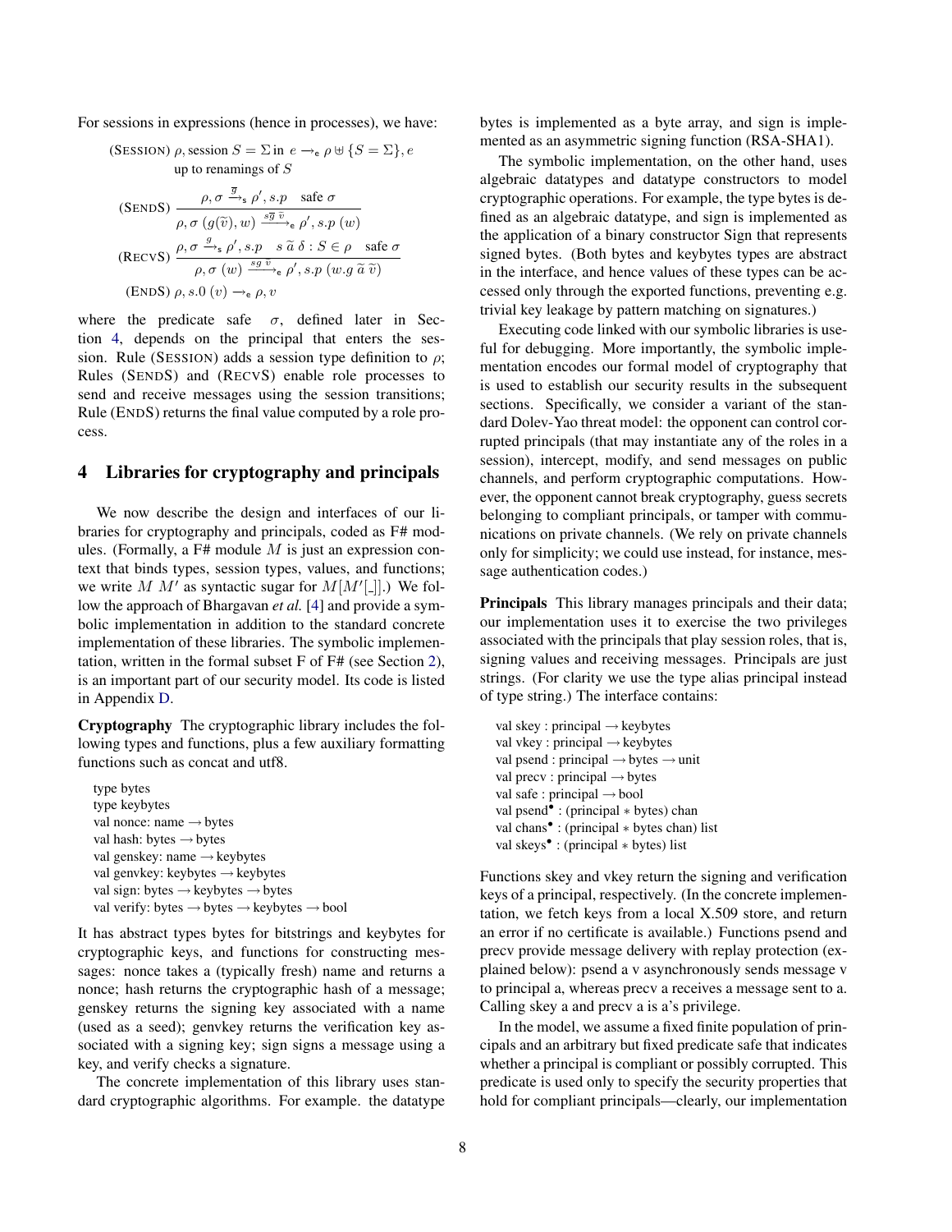For sessions in expressions (hence in processes), we have:

$$\text{(SESSION)}\ \rho, \text{session } S = \Sigma \text{ in } e \rightarrow_{\mathsf{e}} \rho \uplus \{S = \Sigma\}, e$$
up to renamings of $S$

$$\text{(SENDS)}\ \frac{\rho, \sigma \xrightarrow{\overline{g}}_{\mathsf{s}} \rho', s.p \quad \text{safe } \sigma}{\rho, \sigma\ (g(\widetilde{v}), w) \xrightarrow{s\overline{g}\ \widetilde{v}}_{\mathsf{e}} \rho', s.p\ (w)}$$

$$\text{(RECVS)}\ \frac{\rho, \sigma \xrightarrow{g}_{\mathsf{s}} \rho', s.p \quad s\ \widetilde{a}\ \delta : S \in \rho \quad \text{safe } \sigma}{\rho, \sigma\ (w) \xrightarrow{sg\ \widetilde{v}}_{\mathsf{e}} \rho', s.p\ (w.g\ \widetilde{a}\ \widetilde{v})}$$

$$\text{(ENDS)}\ \rho, s.0\ (v) \rightarrow_{\mathsf{e}} \rho, v$$

where the predicate safe $\sigma$, defined later in Section 4, depends on the principal that enters the session. Rule (SESSION) adds a session type definition to $\rho$; Rules (SENDS) and (RECVS) enable role processes to send and receive messages using the session transitions; Rule (ENDS) returns the final value computed by a role process.

## 4 Libraries for cryptography and principals

We now describe the design and interfaces of our libraries for cryptography and principals, coded as F# modules. (Formally, a F# module $M$ is just an expression context that binds types, session types, values, and functions; we write $M\ M'$ as syntactic sugar for $M[M'[\_]]$.) We follow the approach of Bhargavan *et al.* [4] and provide a symbolic implementation in addition to the standard concrete implementation of these libraries. The symbolic implementation, written in the formal subset F of F# (see Section 2), is an important part of our security model. Its code is listed in Appendix D.

**Cryptography** The cryptographic library includes the following types and functions, plus a few auxiliary formatting functions such as concat and utf8.

```
type bytes
type keybytes
val nonce: name → bytes
val hash: bytes → bytes
val genskey: name → keybytes
val genvkey: keybytes → keybytes
val sign: bytes → keybytes → bytes
val verify: bytes → bytes → keybytes → bool
```

It has abstract types bytes for bitstrings and keybytes for cryptographic keys, and functions for constructing messages: nonce takes a (typically fresh) name and returns a nonce; hash returns the cryptographic hash of a message; genskey returns the signing key associated with a name (used as a seed); genvkey returns the verification key associated with a signing key; sign signs a message using a key, and verify checks a signature.

The concrete implementation of this library uses standard cryptographic algorithms. For example. the datatype bytes is implemented as a byte array, and sign is implemented as an asymmetric signing function (RSA-SHA1).

The symbolic implementation, on the other hand, uses algebraic datatypes and datatype constructors to model cryptographic operations. For example, the type bytes is defined as an algebraic datatype, and sign is implemented as the application of a binary constructor Sign that represents signed bytes. (Both bytes and keybytes types are abstract in the interface, and hence values of these types can be accessed only through the exported functions, preventing e.g. trivial key leakage by pattern matching on signatures.)

Executing code linked with our symbolic libraries is useful for debugging. More importantly, the symbolic implementation encodes our formal model of cryptography that is used to establish our security results in the subsequent sections. Specifically, we consider a variant of the standard Dolev-Yao threat model: the opponent can control corrupted principals (that may instantiate any of the roles in a session), intercept, modify, and send messages on public channels, and perform cryptographic computations. However, the opponent cannot break cryptography, guess secrets belonging to compliant principals, or tamper with communications on private channels. (We rely on private channels only for simplicity; we could use instead, for instance, message authentication codes.)

**Principals** This library manages principals and their data; our implementation uses it to exercise the two privileges associated with the principals that play session roles, that is, signing values and receiving messages. Principals are just strings. (For clarity we use the type alias principal instead of type string.) The interface contains:

```
val skey : principal → keybytes
val vkey : principal → keybytes
val psend : principal → bytes → unit
val precv : principal → bytes
val safe : principal → bool
val psend• : (principal * bytes) chan
val chans• : (principal * bytes chan) list
val skeys• : (principal * bytes) list
```

Functions skey and vkey return the signing and verification keys of a principal, respectively. (In the concrete implementation, we fetch keys from a local X.509 store, and return an error if no certificate is available.) Functions psend and precv provide message delivery with replay protection (explained below): psend a v asynchronously sends message v to principal a, whereas precv a receives a message sent to a. Calling skey a and precv a is a's privilege.

In the model, we assume a fixed finite population of principals and an arbitrary but fixed predicate safe that indicates whether a principal is compliant or possibly corrupted. This predicate is used only to specify the security properties that hold for compliant principals—clearly, our implementation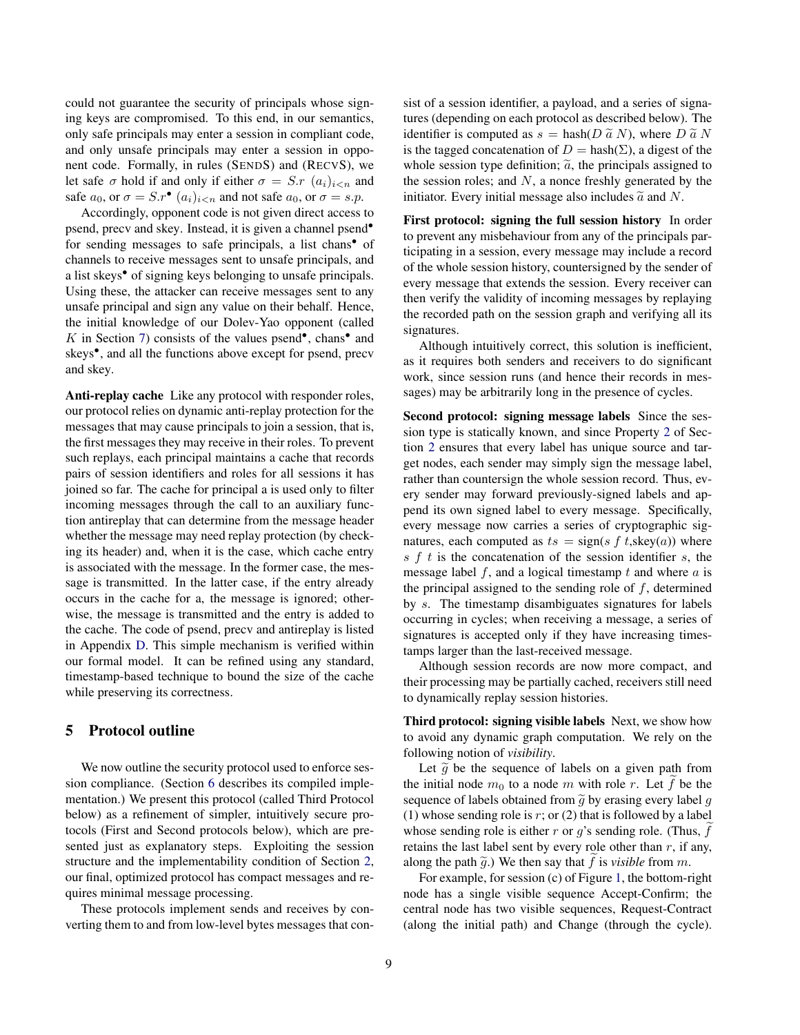could not guarantee the security of principals whose signing keys are compromised. To this end, in our semantics, only safe principals may enter a session in compliant code, and only unsafe principals may enter a session in opponent code. Formally, in rules (SENDS) and (RECVS), we let safe $\sigma$ hold if and only if either $\sigma = S.r\ (a_i)_{i<n}$ and safe $a_0$, or $\sigma = S.r^\bullet\ (a_i)_{i<n}$ and not safe $a_0$, or $\sigma = s.p$.

Accordingly, opponent code is not given direct access to psend, precv and skey. Instead, it is given a channel psend$^\bullet$ for sending messages to safe principals, a list chans$^\bullet$ of channels to receive messages sent to unsafe principals, and a list skeys$^\bullet$ of signing keys belonging to unsafe principals. Using these, the attacker can receive messages sent to any unsafe principal and sign any value on their behalf. Hence, the initial knowledge of our Dolev-Yao opponent (called $K$ in Section 7) consists of the values psend$^\bullet$, chans$^\bullet$ and skeys$^\bullet$, and all the functions above except for psend, precv and skey.

**Anti-replay cache** Like any protocol with responder roles, our protocol relies on dynamic anti-replay protection for the messages that may cause principals to join a session, that is, the first messages they may receive in their roles. To prevent such replays, each principal maintains a cache that records pairs of session identifiers and roles for all sessions it has joined so far. The cache for principal a is used only to filter incoming messages through the call to an auxiliary function antireplay that can determine from the message header whether the message may need replay protection (by checking its header) and, when it is the case, which cache entry is associated with the message. In the former case, the message is transmitted. In the latter case, if the entry already occurs in the cache for a, the message is ignored; otherwise, the message is transmitted and the entry is added to the cache. The code of psend, precv and antireplay is listed in Appendix D. This simple mechanism is verified within our formal model. It can be refined using any standard, timestamp-based technique to bound the size of the cache while preserving its correctness.

## 5 Protocol outline

We now outline the security protocol used to enforce session compliance. (Section 6 describes its compiled implementation.) We present this protocol (called Third Protocol below) as a refinement of simpler, intuitively secure protocols (First and Second protocols below), which are presented just as explanatory steps. Exploiting the session structure and the implementability condition of Section 2, our final, optimized protocol has compact messages and requires minimal message processing.

These protocols implement sends and receives by converting them to and from low-level bytes messages that consist of a session identifier, a payload, and a series of signatures (depending on each protocol as described below). The identifier is computed as $s = \text{hash}(D\ \widetilde{a}\ N)$, where $D\ \widetilde{a}\ N$ is the tagged concatenation of $D = \text{hash}(\Sigma)$, a digest of the whole session type definition; $\widetilde{a}$, the principals assigned to the session roles; and $N$, a nonce freshly generated by the initiator. Every initial message also includes $\widetilde{a}$ and $N$.

**First protocol: signing the full session history** In order to prevent any misbehaviour from any of the principals participating in a session, every message may include a record of the whole session history, countersigned by the sender of every message that extends the session. Every receiver can then verify the validity of incoming messages by replaying the recorded path on the session graph and verifying all its signatures.

Although intuitively correct, this solution is inefficient, as it requires both senders and receivers to do significant work, since session runs (and hence their records in messages) may be arbitrarily long in the presence of cycles.

**Second protocol: signing message labels** Since the session type is statically known, and since Property 2 of Section 2 ensures that every label has unique source and target nodes, each sender may simply sign the message label, rather than countersign the whole session record. Thus, every sender may forward previously-signed labels and append its own signed label to every message. Specifically, every message now carries a series of cryptographic signatures, each computed as $ts = \text{sign}(s\ f\ t, \text{skey}(a))$ where $s\ f\ t$ is the concatenation of the session identifier $s$, the message label $f$, and a logical timestamp $t$ and where $a$ is the principal assigned to the sending role of $f$, determined by $s$. The timestamp disambiguates signatures for labels occurring in cycles; when receiving a message, a series of signatures is accepted only if they have increasing timestamps larger than the last-received message.

Although session records are now more compact, and their processing may be partially cached, receivers still need to dynamically replay session histories.

**Third protocol: signing visible labels** Next, we show how to avoid any dynamic graph computation. We rely on the following notion of *visibility*.

Let $\widetilde{g}$ be the sequence of labels on a given path from the initial node $m_0$ to a node $m$ with role $r$. Let $\widetilde{f}$ be the sequence of labels obtained from $\widetilde{g}$ by erasing every label $g$ (1) whose sending role is $r$; or (2) that is followed by a label whose sending role is either $r$ or $g$'s sending role. (Thus, $\widetilde{f}$ retains the last label sent by every role other than $r$, if any, along the path $\widetilde{g}$.) We then say that $\widetilde{f}$ is *visible* from $m$.

For example, for session (c) of Figure 1, the bottom-right node has a single visible sequence Accept-Confirm; the central node has two visible sequences, Request-Contract (along the initial path) and Change (through the cycle).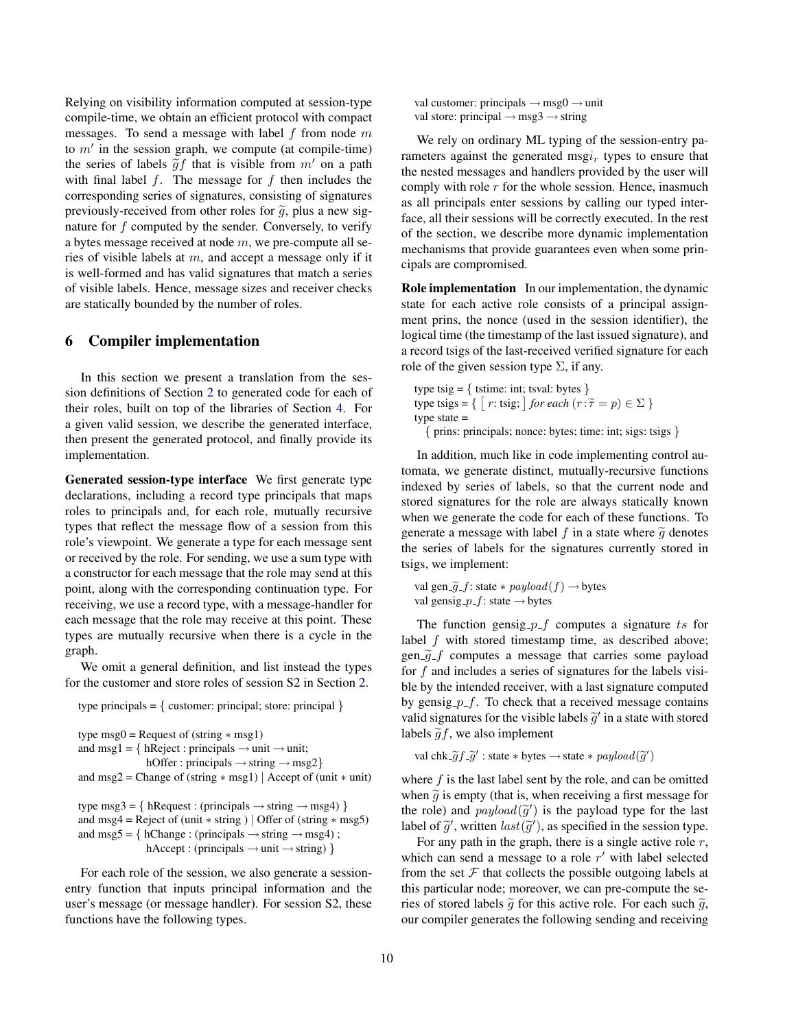Relying on visibility information computed at session-type compile-time, we obtain an efficient protocol with compact messages. To send a message with label $f$ from node $m$ to $m'$ in the session graph, we compute (at compile-time) the series of labels $\widetilde{g}f$ that is visible from $m'$ on a path with final label $f$. The message for $f$ then includes the corresponding series of signatures, consisting of signatures previously-received from other roles for $\widetilde{g}$, plus a new signature for $f$ computed by the sender. Conversely, to verify a bytes message received at node $m$, we pre-compute all series of visible labels at $m$, and accept a message only if it is well-formed and has valid signatures that match a series of visible labels. Hence, message sizes and receiver checks are statically bounded by the number of roles.

## 6 Compiler implementation

In this section we present a translation from the session definitions of Section 2 to generated code for each of their roles, built on top of the libraries of Section 4. For a given valid session, we describe the generated interface, then present the generated protocol, and finally provide its implementation.

**Generated session-type interface** We first generate type declarations, including a record type principals that maps roles to principals and, for each role, mutually recursive types that reflect the message flow of a session from this role's viewpoint. We generate a type for each message sent or received by the role. For sending, we use a sum type with a constructor for each message that the role may send at this point, along with the corresponding continuation type. For receiving, we use a record type, with a message-handler for each message that the role may receive at this point. These types are mutually recursive when there is a cycle in the graph.

We omit a general definition, and list instead the types for the customer and store roles of session S2 in Section 2.

```
type principals = { customer: principal; store: principal }

type msg0 = Request of (string * msg1)
and msg1 = { hReject : principals → unit → unit;
             hOffer : principals → string → msg2}
and msg2 = Change of (string * msg1) | Accept of (unit * unit)

type msg3 = { hRequest : (principals → string → msg4) }
and msg4 = Reject of (unit * string ) | Offer of (string * msg5)
and msg5 = { hChange : (principals → string → msg4) ;
             hAccept : (principals → unit → string) }
```

For each role of the session, we also generate a session-entry function that inputs principal information and the user's message (or message handler). For session S2, these functions have the following types.

```
val customer: principals → msg0 → unit
val store: principal → msg3 → string
```

We rely on ordinary ML typing of the session-entry parameters against the generated msg$i_r$ types to ensure that the nested messages and handlers provided by the user will comply with role $r$ for the whole session. Hence, inasmuch as all principals enter sessions by calling our typed interface, all their sessions will be correctly executed. In the rest of the section, we describe more dynamic implementation mechanisms that provide guarantees even when some principals are compromised.

**Role implementation** In our implementation, the dynamic state for each active role consists of a principal assignment prins, the nonce (used in the session identifier), the logical time (the timestamp of the last issued signature), and a record tsigs of the last-received verified signature for each role of the given session type $\Sigma$, if any.

```
type tsig = { tstime: int; tsval: bytes }
type tsigs = { [ r: tsig; ] for each (r : τ̃ = p) ∈ Σ }
type state =
  { prins: principals; nonce: bytes; time: int; sigs: tsigs }
```

In addition, much like in code implementing control automata, we generate distinct, mutually-recursive functions indexed by series of labels, so that the current node and stored signatures for the role are always statically known when we generate the code for each of these functions. To generate a message with label $f$ in a state where $\widetilde{g}$ denotes the series of labels for the signatures currently stored in tsigs, we implement:

```
val gen_g̃_f: state * payload(f) → bytes
val gensig_p_f: state → bytes
```

The function gensig_$p$_$f$ computes a signature $ts$ for label $f$ with stored timestamp time, as described above; gen_$\widetilde{g}$_$f$ computes a message that carries some payload for $f$ and includes a series of signatures for the labels visible by the intended receiver, with a last signature computed by gensig_$p$_$f$. To check that a received message contains valid signatures for the visible labels $\widetilde{g}'$ in a state with stored labels $\widetilde{g}f$, we also implement

```
val chk_g̃f_g̃' : state * bytes → state * payload(g̃')
```

where $f$ is the last label sent by the role, and can be omitted when $\widetilde{g}$ is empty (that is, when receiving a first message for the role) and $payload(\widetilde{g}')$ is the payload type for the last label of $\widetilde{g}'$, written $last(\widetilde{g}')$, as specified in the session type.

For any path in the graph, there is a single active role $r$, which can send a message to a role $r'$ with label selected from the set $\mathcal{F}$ that collects the possible outgoing labels at this particular node; moreover, we can pre-compute the series of stored labels $\widetilde{g}$ for this active role. For each such $\widetilde{g}$, our compiler generates the following sending and receiving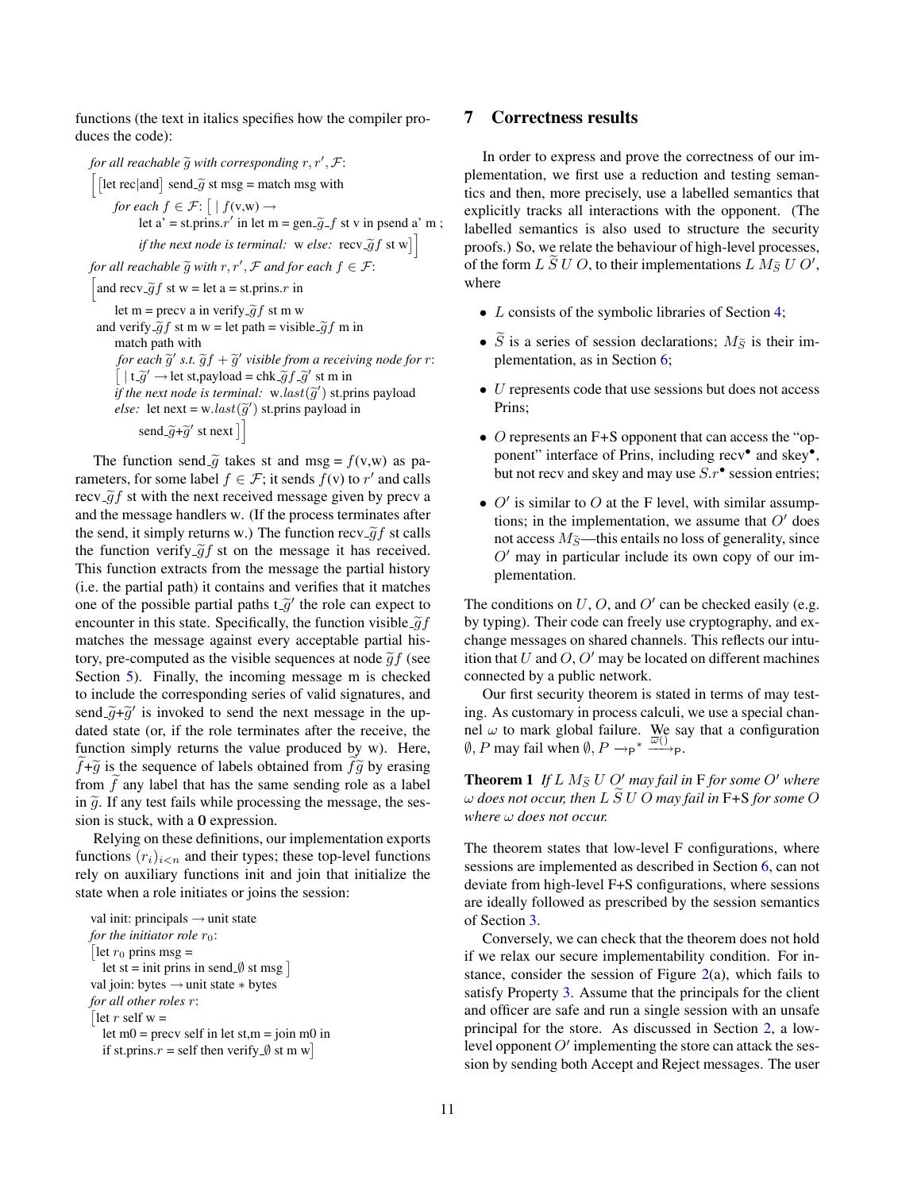functions (the text in italics specifies how the compiler produces the code):

```
for all reachable g̃ with corresponding r, r′, ℱ:
[ [let rec|and] send_g̃ st msg = match msg with
    for each f ∈ ℱ: [ | f(v,w) →
        let a′ = st.prins.r′ in let m = gen_g̃_f st v in psend a′ m ;
            if the next node is terminal:  w else:  recv_g̃f st w ] ]
for all reachable g̃ with r, r′, ℱ and for each f ∈ ℱ:
[ and recv_g̃f st w = let a = st.prins.r in
    let m = precv a in verify_g̃f st m w
  and verify_g̃f st m w = let path = visible_g̃f m in
    match path with
    for each g̃′ s.t. g̃f + g̃′ visible from a receiving node for r:
    [ | t_g̃′ → let st,payload = chk_g̃f_g̃′ st m in
    if the next node is terminal:  w.last(g̃′) st.prins payload
    else:  let next = w.last(g̃′) st.prins payload in
        send_g̃+g̃′ st next ] ]
```

The function send\_$\widetilde{g}$ takes st and msg = $f$(v,w) as parameters, for some label $f \in \mathcal{F}$; it sends $f$(v) to $r'$ and calls recv\_$\widetilde{g}f$ st with the next received message given by precv a and the message handlers w. (If the process terminates after the send, it simply returns w.) The function recv\_$\widetilde{g}f$ st calls the function verify\_$\widetilde{g}f$ st on the message it has received. This function extracts from the message the partial history (i.e. the partial path) it contains and verifies that it matches one of the possible partial paths t\_$\widetilde{g}'$ the role can expect to encounter in this state. Specifically, the function visible\_$\widetilde{g}f$ matches the message against every acceptable partial history, pre-computed as the visible sequences at node $\widetilde{g}f$ (see Section 5). Finally, the incoming message m is checked to include the corresponding series of valid signatures, and send\_$\widetilde{g}$+$\widetilde{g}'$ is invoked to send the next message in the updated state (or, if the role terminates after the receive, the function simply returns the value produced by w). Here, $\widetilde{f}$+$\widetilde{g}$ is the sequence of labels obtained from $\widetilde{f}\widetilde{g}$ by erasing from $\widetilde{f}$ any label that has the same sending role as a label in $\widetilde{g}$. If any test fails while processing the message, the session is stuck, with a **0** expression.

Relying on these definitions, our implementation exports functions $(r_i)_{i<n}$ and their types; these top-level functions rely on auxiliary functions init and join that initialize the state when a role initiates or joins the session:

```
val init: principals → unit state
for the initiator role r0:
[ let r0 prins msg =
    let st = init prins in send_∅ st msg ]
val join: bytes → unit state ∗ bytes
for all other roles r:
[ let r self w =
    let m0 = precv self in let st,m = join m0 in
    if st.prins.r = self then verify_∅ st m w ]
```

## 7 Correctness results

In order to express and prove the correctness of our implementation, we first use a reduction and testing semantics and then, more precisely, use a labelled semantics that explicitly tracks all interactions with the opponent. (The labelled semantics is also used to structure the security proofs.) So, we relate the behaviour of high-level processes, of the form $L\ \widetilde{S}\ U\ O$, to their implementations $L\ M_{\widetilde{S}}\ U\ O'$, where

- $L$ consists of the symbolic libraries of Section 4;
- $\widetilde{S}$ is a series of session declarations; $M_{\widetilde{S}}$ is their implementation, as in Section 6;
- $U$ represents code that use sessions but does not access Prins;
- $O$ represents an F+S opponent that can access the "opponent" interface of Prins, including recv$^\bullet$ and skey$^\bullet$, but not recv and skey and may use $S.r^\bullet$ session entries;
- $O'$ is similar to $O$ at the F level, with similar assumptions; in the implementation, we assume that $O'$ does not access $M_{\widetilde{S}}$—this entails no loss of generality, since $O'$ may in particular include its own copy of our implementation.

The conditions on $U$, $O$, and $O'$ can be checked easily (e.g. by typing). Their code can freely use cryptography, and exchange messages on shared channels. This reflects our intuition that $U$ and $O$, $O'$ may be located on different machines connected by a public network.

Our first security theorem is stated in terms of may testing. As customary in process calculi, we use a special channel $\omega$ to mark global failure. We say that a configuration $\emptyset, P$ may fail when $\emptyset, P \rightarrow_{\mathsf{P}}^{*} \xrightarrow{\overline{\omega}()}_{\mathsf{P}}$.

**Theorem 1** *If $L\ M_{\widetilde{S}}\ U\ O'$ may fail in* F *for some $O'$ where $\omega$ does not occur, then $L\ \widetilde{S}\ U\ O$ may fail in* F+S *for some $O$ where $\omega$ does not occur.*

The theorem states that low-level F configurations, where sessions are implemented as described in Section 6, can not deviate from high-level F+S configurations, where sessions are ideally followed as prescribed by the session semantics of Section 3.

Conversely, we can check that the theorem does not hold if we relax our secure implementability condition. For instance, consider the session of Figure 2(a), which fails to satisfy Property 3. Assume that the principals for the client and officer are safe and run a single session with an unsafe principal for the store. As discussed in Section 2, a low-level opponent $O'$ implementing the store can attack the session by sending both Accept and Reject messages. The user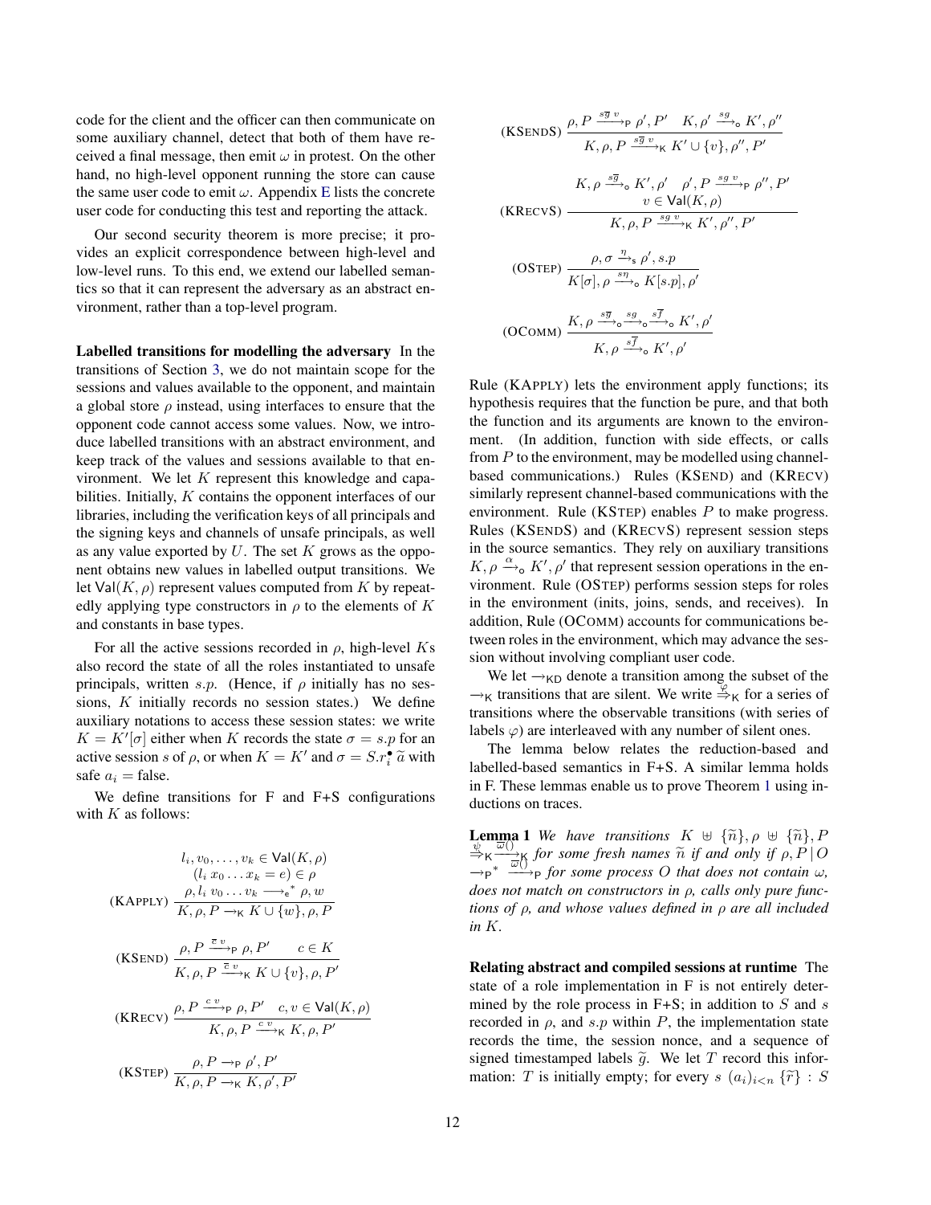code for the client and the officer can then communicate on some auxiliary channel, detect that both of them have received a final message, then emit $\omega$ in protest. On the other hand, no high-level opponent running the store can cause the same user code to emit $\omega$. Appendix E lists the concrete user code for conducting this test and reporting the attack.

Our second security theorem is more precise; it provides an explicit correspondence between high-level and low-level runs. To this end, we extend our labelled semantics so that it can represent the adversary as an abstract environment, rather than a top-level program.

**Labelled transitions for modelling the adversary** In the transitions of Section 3, we do not maintain scope for the sessions and values available to the opponent, and maintain a global store $\rho$ instead, using interfaces to ensure that the opponent code cannot access some values. Now, we introduce labelled transitions with an abstract environment, and keep track of the values and sessions available to that environment. We let $K$ represent this knowledge and capabilities. Initially, $K$ contains the opponent interfaces of our libraries, including the verification keys of all principals and the signing keys and channels of unsafe principals, as well as any value exported by $U$. The set $K$ grows as the opponent obtains new values in labelled output transitions. We let $\mathsf{Val}(K,\rho)$ represent values computed from $K$ by repeatedly applying type constructors in $\rho$ to the elements of $K$ and constants in base types.

For all the active sessions recorded in $\rho$, high-level $K$s also record the state of all the roles instantiated to unsafe principals, written $s.p$. (Hence, if $\rho$ initially has no sessions, $K$ initially records no session states.) We define auxiliary notations to access these session states: we write $K = K'[\sigma]$ either when $K$ records the state $\sigma = s.p$ for an active session $s$ of $\rho$, or when $K = K'$ and $\sigma = S.r_i^\bullet\,\widetilde{a}$ with safe $a_i = \text{false}$.

We define transitions for F and F+S configurations with $K$ as follows:

$$\text{(KAPPLY)}\ \frac{\begin{array}{c} l_i, v_0, \ldots, v_k \in \mathsf{Val}(K,\rho) \\ (l_i\ x_0 \ldots x_k = e) \in \rho \\ \rho, l_i\ v_0 \ldots v_k \longrightarrow_{\mathsf{e}}{}^{*}\ \rho, w \end{array}}{K, \rho, P \rightarrow_{\mathsf{K}} K \cup \{w\}, \rho, P}$$

$$\text{(KSEND)}\ \frac{\rho, P \xrightarrow{\overline{c}\ v}_{\mathsf{P}} \rho, P' \qquad c \in K}{K, \rho, P \xrightarrow{\overline{c}\ v}_{\mathsf{K}} K \cup \{v\}, \rho, P'}$$

$$\text{(KRECV)}\ \frac{\rho, P \xrightarrow{c\ v}_{\mathsf{P}} \rho, P' \quad c, v \in \mathsf{Val}(K,\rho)}{K, \rho, P \xrightarrow{c\ v}_{\mathsf{K}} K, \rho, P'}$$

$$\text{(KSTEP)}\ \frac{\rho, P \rightarrow_{\mathsf{P}} \rho', P'}{K, \rho, P \rightarrow_{\mathsf{K}} K, \rho', P'}$$

$$\text{(KSENDS)}\ \frac{\rho, P \xrightarrow{s\overline{g}\ v}_{\mathsf{P}} \rho', P' \quad K, \rho' \xrightarrow{sg}_{\mathsf{o}} K', \rho''}{K, \rho, P \xrightarrow{s\overline{g}\ v}_{\mathsf{K}} K' \cup \{v\}, \rho'', P'}$$

$$\text{(KRECVS)}\ \frac{\begin{array}{c} K, \rho \xrightarrow{s\overline{g}}_{\mathsf{o}} K', \rho' \quad \rho', P \xrightarrow{sg\ v}_{\mathsf{P}} \rho'', P' \\ v \in \mathsf{Val}(K,\rho) \end{array}}{K, \rho, P \xrightarrow{sg\ v}_{\mathsf{K}} K', \rho'', P'}$$

$$\text{(OSTEP)}\ \frac{\rho, \sigma \xrightarrow{\eta}_{\mathsf{s}} \rho', s.p}{K[\sigma], \rho \xrightarrow{s\eta}_{\mathsf{o}} K[s.p], \rho'}$$

$$\text{(OCOMM)}\ \frac{K, \rho \xrightarrow{s\overline{g}}_{\mathsf{o}} \xrightarrow{sg}_{\mathsf{o}} \xrightarrow{s\overline{f}}_{\mathsf{o}} K', \rho'}{K, \rho \xrightarrow{s\overline{f}}_{\mathsf{o}} K', \rho'}$$

Rule (KAPPLY) lets the environment apply functions; its hypothesis requires that the function be pure, and that both the function and its arguments are known to the environment. (In addition, function with side effects, or calls from $P$ to the environment, may be modelled using channel-based communications.) Rules (KSEND) and (KRECV) similarly represent channel-based communications with the environment. Rule (KSTEP) enables $P$ to make progress. Rules (KSENDS) and (KRECVS) represent session steps in the source semantics. They rely on auxiliary transitions $K, \rho \xrightarrow{\alpha}_{\mathsf{o}} K', \rho'$ that represent session operations in the environment. Rule (OSTEP) performs session steps for roles in the environment (inits, joins, sends, and receives). In addition, Rule (OCOMM) accounts for communications between roles in the environment, which may advance the session without involving compliant user code.

We let $\rightarrow_{\mathsf{KD}}$ denote a transition among the subset of the $\rightarrow_{\mathsf{K}}$ transitions that are silent. We write $\overset{\varphi}{\Rightarrow}_{\mathsf{K}}$ for a series of transitions where the observable transitions (with series of labels $\varphi$) are interleaved with any number of silent ones.

The lemma below relates the reduction-based and labelled-based semantics in F+S. A similar lemma holds in F. These lemmas enable us to prove Theorem 1 using inductions on traces.

**Lemma 1** *We have transitions $K \uplus \{\widetilde{n}\}, \rho \uplus \{\widetilde{n}\}, P \overset{\psi}{\Rightarrow}_{\mathsf{K}} \xrightarrow{\overline{\omega}()}_{\mathsf{K}}$ for some fresh names $\widetilde{n}$ if and only if $\rho, P \,|\, O \rightarrow_{\mathsf{P}}{}^{*} \xrightarrow{\overline{\omega}()}_{\mathsf{P}}$ for some process $O$ that does not contain $\omega$, does not match on constructors in $\rho$, calls only pure functions of $\rho$, and whose values defined in $\rho$ are all included in $K$.*

**Relating abstract and compiled sessions at runtime** The state of a role implementation in F is not entirely determined by the role process in F+S; in addition to $S$ and $s$ recorded in $\rho$, and $s.p$ within $P$, the implementation state records the time, the session nonce, and a sequence of signed timestamped labels $\widetilde{g}$. We let $T$ record this information: $T$ is initially empty; for every $s\ (a_i)_{i<n}\ \{\widetilde{r}\} : S$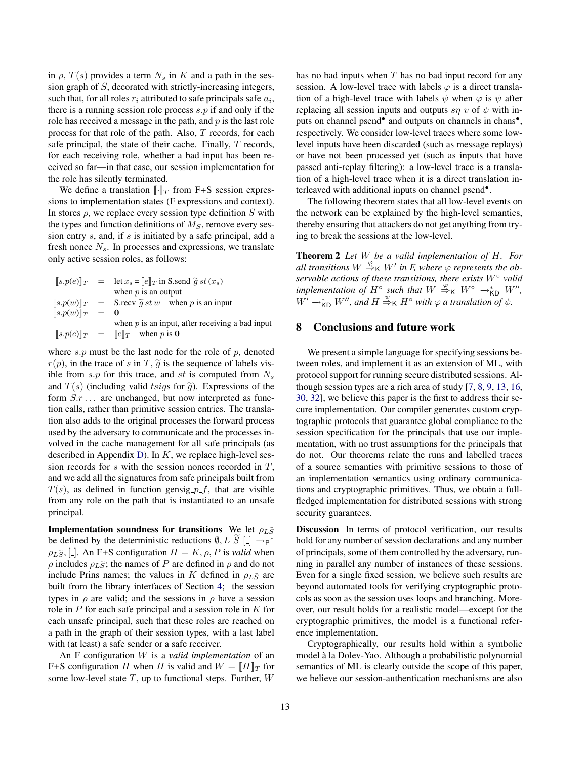in $\rho$, $T(s)$ provides a term $N_s$ in $K$ and a path in the session graph of $S$, decorated with strictly-increasing integers, such that, for all roles $r_i$ attributed to safe principals safe $a_i$, there is a running session role process $s.p$ if and only if the role has received a message in the path, and $p$ is the last role process for that role of the path. Also, $T$ records, for each safe principal, the state of their cache. Finally, $T$ records, for each receiving role, whether a bad input has been received so far—in that case, our session implementation for the role has silently terminated.

We define a translation $[\![\cdot]\!]_T$ from F+S session expressions to implementation states (F expressions and context). In stores $\rho$, we replace every session type definition $S$ with the types and function definitions of $M_S$, remove every session entry $s$, and, if $s$ is initiated by a safe principal, add a fresh nonce $N_s$. In processes and expressions, we translate only active session roles, as follows:

$$
\begin{array}{rcl}
[\![s.p(e)]\!]_T & = & \text{let } x_s = [\![e]\!]_T \text{ in S.send\_}\widetilde{g}\; st\,(x_s) \\
 & & \text{when } p \text{ is an output} \\
[\![s.p(w)]\!]_T & = & \text{S.recv\_}\widetilde{g}\; st\; w \quad \text{when } p \text{ is an input} \\
[\![s.p(w)]\!]_T & = & \mathbf{0} \\
 & & \text{when } p \text{ is an input, after receiving a bad input} \\
[\![s.p(e)]\!]_T & = & [\![e]\!]_T \quad \text{when } p \text{ is } \mathbf{0}
\end{array}
$$

where $s.p$ must be the last node for the role of $p$, denoted $r(p)$, in the trace of $s$ in $T$, $\widetilde{g}$ is the sequence of labels visible from $s.p$ for this trace, and $st$ is computed from $N_s$ and $T(s)$ (including valid $tsigs$ for $\widetilde{g}$). Expressions of the form $S.r\ldots$ are unchanged, but now interpreted as function calls, rather than primitive session entries. The translation also adds to the original processes the forward process used by the adversary to communicate and the processes involved in the cache management for all safe principals (as described in Appendix D). In $K$, we replace high-level session records for $s$ with the session nonces recorded in $T$, and we add all the signatures from safe principals built from $T(s)$, as defined in function gensig\_$p$\_$f$, that are visible from any role on the path that is instantiated to an unsafe principal.

**Implementation soundness for transitions** We let $\rho_{L\widetilde{S}}$ be defined by the deterministic reductions $\emptyset, L\ \widetilde{S}\ [\_] \rightarrow_{\mathsf{P}}^{*} \rho_{L\widetilde{S}}, [\_]$. An F+S configuration $H = K, \rho, P$ is *valid* when $\rho$ includes $\rho_{L\widetilde{S}}$; the names of $P$ are defined in $\rho$ and do not include Prins names; the values in $K$ defined in $\rho_{L\widetilde{S}}$ are built from the library interfaces of Section 4; the session types in $\rho$ are valid; and the sessions in $\rho$ have a session role in $P$ for each safe principal and a session role in $K$ for each unsafe principal, such that these roles are reached on a path in the graph of their session types, with a last label with (at least) a safe sender or a safe receiver.

An F configuration $W$ is a *valid implementation* of an F+S configuration $H$ when $H$ is valid and $W = [\![H]\!]_T$ for some low-level state $T$, up to functional steps. Further, $W$ has no bad inputs when $T$ has no bad input record for any session. A low-level trace with labels $\varphi$ is a direct translation of a high-level trace with labels $\psi$ when $\varphi$ is $\psi$ after replacing all session inputs and outputs $s\eta\ v$ of $\psi$ with inputs on channel psend$^{\bullet}$ and outputs on channels in chans$^{\bullet}$, respectively. We consider low-level traces where some low-level inputs have been discarded (such as message replays) or have not been processed yet (such as inputs that have passed anti-replay filtering): a low-level trace is a translation of a high-level trace when it is a direct translation interleaved with additional inputs on channel psend$^{\bullet}$.

The following theorem states that all low-level events on the network can be explained by the high-level semantics, thereby ensuring that attackers do not get anything from trying to break the sessions at the low-level.

**Theorem 2** *Let $W$ be a valid implementation of $H$. For all transitions $W \stackrel{\varphi}{\Rightarrow}_{\mathsf{K}} W'$ in F, where $\varphi$ represents the observable actions of these transitions, there exists $W^{\circ}$ valid implementation of $H^{\circ}$ such that $W \stackrel{\varphi}{\Rightarrow}_{\mathsf{K}} W^{\circ} \rightarrow_{\mathsf{KD}}^{*} W''$, $W' \rightarrow_{\mathsf{KD}}^{*} W''$, and $H \stackrel{\psi}{\Rightarrow}_{\mathsf{K}} H^{\circ}$ with $\varphi$ a translation of $\psi$.*

## 8 Conclusions and future work

We present a simple language for specifying sessions between roles, and implement it as an extension of ML, with protocol support for running secure distributed sessions. Although session types are a rich area of study [7, 8, 9, 13, 16, 30, 32], we believe this paper is the first to address their secure implementation. Our compiler generates custom cryptographic protocols that guarantee global compliance to the session specification for the principals that use our implementation, with no trust assumptions for the principals that do not. Our theorems relate the runs and labelled traces of a source semantics with primitive sessions to those of an implementation semantics using ordinary communications and cryptographic primitives. Thus, we obtain a full-fledged implementation for distributed sessions with strong security guarantees.

**Discussion** In terms of protocol verification, our results hold for any number of session declarations and any number of principals, some of them controlled by the adversary, running in parallel any number of instances of these sessions. Even for a single fixed session, we believe such results are beyond automated tools for verifying cryptographic protocols as soon as the session uses loops and branching. Moreover, our result holds for a realistic model—except for the cryptographic primitives, the model is a functional reference implementation.

Cryptographically, our results hold within a symbolic model à la Dolev-Yao. Although a probabilistic polynomial semantics of ML is clearly outside the scope of this paper, we believe our session-authentication mechanisms are also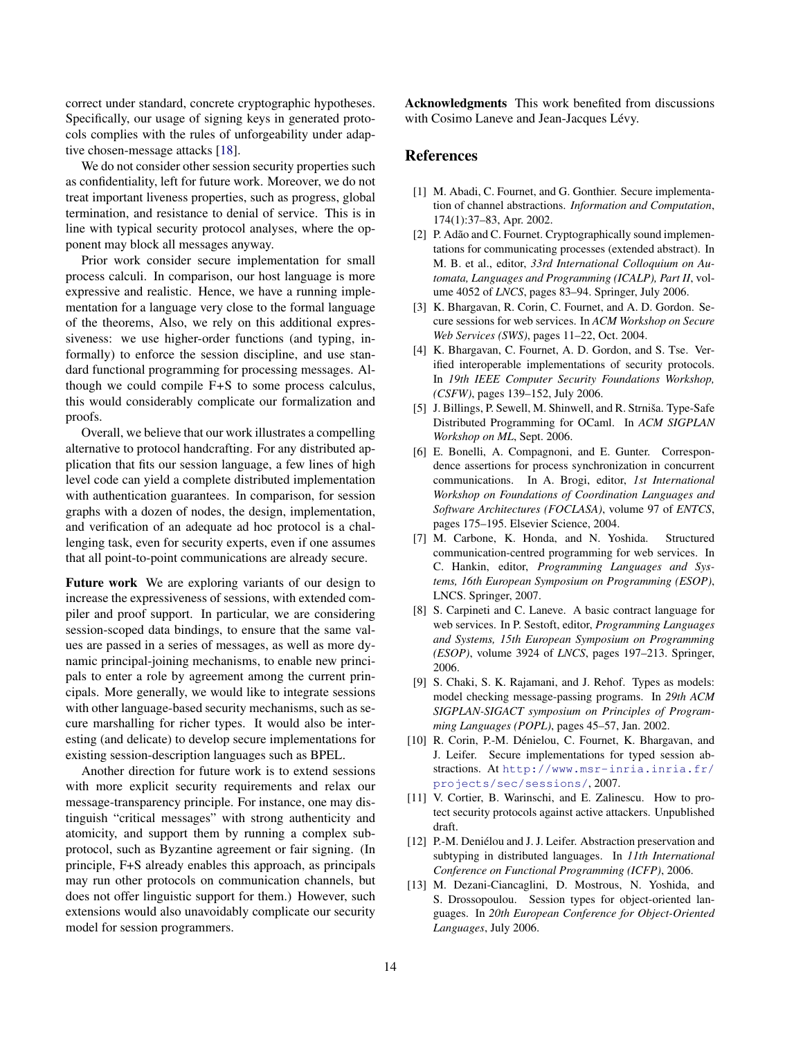correct under standard, concrete cryptographic hypotheses. Specifically, our usage of signing keys in generated protocols complies with the rules of unforgeability under adaptive chosen-message attacks [18].

We do not consider other session security properties such as confidentiality, left for future work. Moreover, we do not treat important liveness properties, such as progress, global termination, and resistance to denial of service. This is in line with typical security protocol analyses, where the opponent may block all messages anyway.

Prior work consider secure implementation for small process calculi. In comparison, our host language is more expressive and realistic. Hence, we have a running implementation for a language very close to the formal language of the theorems, Also, we rely on this additional expressiveness: we use higher-order functions (and typing, informally) to enforce the session discipline, and use standard functional programming for processing messages. Although we could compile F+S to some process calculus, this would considerably complicate our formalization and proofs.

Overall, we believe that our work illustrates a compelling alternative to protocol handcrafting. For any distributed application that fits our session language, a few lines of high level code can yield a complete distributed implementation with authentication guarantees. In comparison, for session graphs with a dozen of nodes, the design, implementation, and verification of an adequate ad hoc protocol is a challenging task, even for security experts, even if one assumes that all point-to-point communications are already secure.

**Future work** We are exploring variants of our design to increase the expressiveness of sessions, with extended compiler and proof support. In particular, we are considering session-scoped data bindings, to ensure that the same values are passed in a series of messages, as well as more dynamic principal-joining mechanisms, to enable new principals to enter a role by agreement among the current principals. More generally, we would like to integrate sessions with other language-based security mechanisms, such as secure marshalling for richer types. It would also be interesting (and delicate) to develop secure implementations for existing session-description languages such as BPEL.

Another direction for future work is to extend sessions with more explicit security requirements and relax our message-transparency principle. For instance, one may distinguish "critical messages" with strong authenticity and atomicity, and support them by running a complex subprotocol, such as Byzantine agreement or fair signing. (In principle, F+S already enables this approach, as principals may run other protocols on communication channels, but does not offer linguistic support for them.) However, such extensions would also unavoidably complicate our security model for session programmers.

**Acknowledgments** This work benefited from discussions with Cosimo Laneve and Jean-Jacques Lévy.

## References

[1] M. Abadi, C. Fournet, and G. Gonthier. Secure implementation of channel abstractions. *Information and Computation*, 174(1):37–83, Apr. 2002.

[2] P. Adão and C. Fournet. Cryptographically sound implementations for communicating processes (extended abstract). In M. B. et al., editor, *33rd International Colloquium on Automata, Languages and Programming (ICALP), Part II*, volume 4052 of *LNCS*, pages 83–94. Springer, July 2006.

[3] K. Bhargavan, R. Corin, C. Fournet, and A. D. Gordon. Secure sessions for web services. In *ACM Workshop on Secure Web Services (SWS)*, pages 11–22, Oct. 2004.

[4] K. Bhargavan, C. Fournet, A. D. Gordon, and S. Tse. Verified interoperable implementations of security protocols. In *19th IEEE Computer Security Foundations Workshop, (CSFW)*, pages 139–152, July 2006.

[5] J. Billings, P. Sewell, M. Shinwell, and R. Strniša. Type-Safe Distributed Programming for OCaml. In *ACM SIGPLAN Workshop on ML*, Sept. 2006.

[6] E. Bonelli, A. Compagnoni, and E. Gunter. Correspondence assertions for process synchronization in concurrent communications. In A. Brogi, editor, *1st International Workshop on Foundations of Coordination Languages and Software Architectures (FOCLASA)*, volume 97 of *ENTCS*, pages 175–195. Elsevier Science, 2004.

[7] M. Carbone, K. Honda, and N. Yoshida. Structured communication-centred programming for web services. In C. Hankin, editor, *Programming Languages and Systems, 16th European Symposium on Programming (ESOP)*, LNCS. Springer, 2007.

[8] S. Carpineti and C. Laneve. A basic contract language for web services. In P. Sestoft, editor, *Programming Languages and Systems, 15th European Symposium on Programming (ESOP)*, volume 3924 of *LNCS*, pages 197–213. Springer, 2006.

[9] S. Chaki, S. K. Rajamani, and J. Rehof. Types as models: model checking message-passing programs. In *29th ACM SIGPLAN-SIGACT symposium on Principles of Programming Languages (POPL)*, pages 45–57, Jan. 2002.

[10] R. Corin, P.-M. Dénielou, C. Fournet, K. Bhargavan, and J. Leifer. Secure implementations for typed session abstractions. At http://www.msr-inria.inria.fr/projects/sec/sessions/, 2007.

[11] V. Cortier, B. Warinschi, and E. Zalinescu. How to protect security protocols against active attackers. Unpublished draft.

[12] P.-M. Deniélou and J. J. Leifer. Abstraction preservation and subtyping in distributed languages. In *11th International Conference on Functional Programming (ICFP)*, 2006.

[13] M. Dezani-Ciancaglini, D. Mostrous, N. Yoshida, and S. Drossopoulou. Session types for object-oriented languages. In *20th European Conference for Object-Oriented Languages*, July 2006.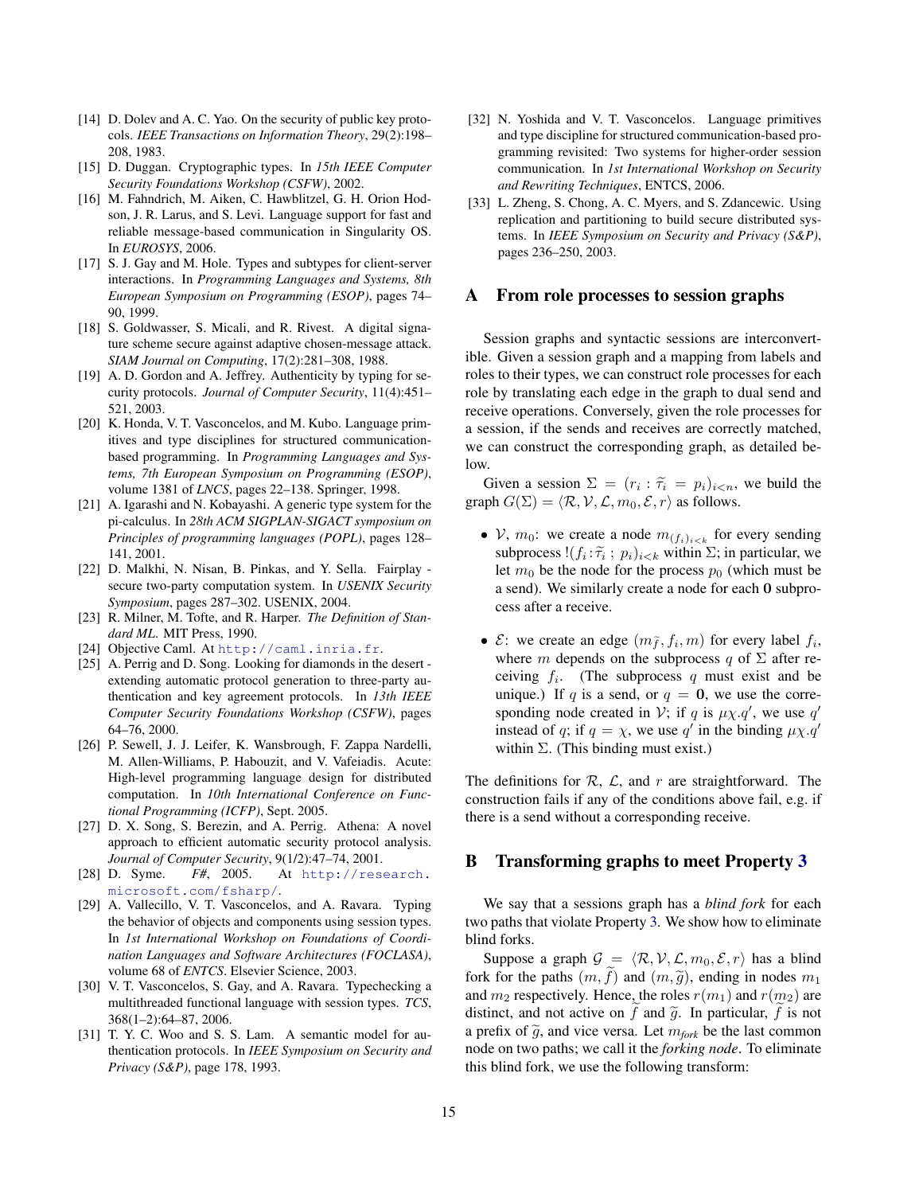[14] D. Dolev and A. C. Yao. On the security of public key protocols. *IEEE Transactions on Information Theory*, 29(2):198–208, 1983.

[15] D. Duggan. Cryptographic types. In *15th IEEE Computer Security Foundations Workshop (CSFW)*, 2002.

[16] M. Fahndrich, M. Aiken, C. Hawblitzel, G. H. Orion Hodson, J. R. Larus, and S. Levi. Language support for fast and reliable message-based communication in Singularity OS. In *EUROSYS*, 2006.

[17] S. J. Gay and M. Hole. Types and subtypes for client-server interactions. In *Programming Languages and Systems, 8th European Symposium on Programming (ESOP)*, pages 74–90, 1999.

[18] S. Goldwasser, S. Micali, and R. Rivest. A digital signature scheme secure against adaptive chosen-message attack. *SIAM Journal on Computing*, 17(2):281–308, 1988.

[19] A. D. Gordon and A. Jeffrey. Authenticity by typing for security protocols. *Journal of Computer Security*, 11(4):451–521, 2003.

[20] K. Honda, V. T. Vasconcelos, and M. Kubo. Language primitives and type disciplines for structured communication-based programming. In *Programming Languages and Systems, 7th European Symposium on Programming (ESOP)*, volume 1381 of *LNCS*, pages 22–138. Springer, 1998.

[21] A. Igarashi and N. Kobayashi. A generic type system for the pi-calculus. In *28th ACM SIGPLAN-SIGACT symposium on Principles of programming languages (POPL)*, pages 128–141, 2001.

[22] D. Malkhi, N. Nisan, B. Pinkas, and Y. Sella. Fairplay - secure two-party computation system. In *USENIX Security Symposium*, pages 287–302. USENIX, 2004.

[23] R. Milner, M. Tofte, and R. Harper. *The Definition of Standard ML*. MIT Press, 1990.

[24] Objective Caml. At http://caml.inria.fr.

[25] A. Perrig and D. Song. Looking for diamonds in the desert - extending automatic protocol generation to three-party authentication and key agreement protocols. In *13th IEEE Computer Security Foundations Workshop (CSFW)*, pages 64–76, 2000.

[26] P. Sewell, J. J. Leifer, K. Wansbrough, F. Zappa Nardelli, M. Allen-Williams, P. Habouzit, and V. Vafeiadis. Acute: High-level programming language design for distributed computation. In *10th International Conference on Functional Programming (ICFP)*, Sept. 2005.

[27] D. X. Song, S. Berezin, and A. Perrig. Athena: A novel approach to efficient automatic security protocol analysis. *Journal of Computer Security*, 9(1/2):47–74, 2001.

[28] D. Syme. *F#*, 2005. At http://research.microsoft.com/fsharp/.

[29] A. Vallecillo, V. T. Vasconcelos, and A. Ravara. Typing the behavior of objects and components using session types. In *1st International Workshop on Foundations of Coordination Languages and Software Architectures (FOCLASA)*, volume 68 of *ENTCS*. Elsevier Science, 2003.

[30] V. T. Vasconcelos, S. Gay, and A. Ravara. Typechecking a multithreaded functional language with session types. *TCS*, 368(1–2):64–87, 2006.

[31] T. Y. C. Woo and S. S. Lam. A semantic model for authentication protocols. In *IEEE Symposium on Security and Privacy (S&P)*, page 178, 1993.

[32] N. Yoshida and V. T. Vasconcelos. Language primitives and type discipline for structured communication-based programming revisited: Two systems for higher-order session communication. In *1st International Workshop on Security and Rewriting Techniques*, ENTCS, 2006.

[33] L. Zheng, S. Chong, A. C. Myers, and S. Zdancewic. Using replication and partitioning to build secure distributed systems. In *IEEE Symposium on Security and Privacy (S&P)*, pages 236–250, 2003.

## A From role processes to session graphs

Session graphs and syntactic sessions are interconvertible. Given a session graph and a mapping from labels and roles to their types, we can construct role processes for each role by translating each edge in the graph to dual send and receive operations. Conversely, given the role processes for a session, if the sends and receives are correctly matched, we can construct the corresponding graph, as detailed below.

Given a session $\Sigma = (r_i : \widetilde{\tau}_i = p_i)_{i<n}$, we build the graph $G(\Sigma) = \langle \mathcal{R}, \mathcal{V}, \mathcal{L}, m_0, \mathcal{E}, r \rangle$ as follows.

- $\mathcal{V}$, $m_0$: we create a node $m_{(f_i)_{i<k}}$ for every sending subprocess $!(f_i : \widetilde{\tau}_i \; ; \; p_i)_{i<k}$ within $\Sigma$; in particular, we let $m_0$ be the node for the process $p_0$ (which must be a send). We similarly create a node for each **0** subprocess after a receive.
- $\mathcal{E}$: we create an edge $(m_{\tilde{f}}, f_i, m)$ for every label $f_i$, where $m$ depends on the subprocess $q$ of $\Sigma$ after receiving $f_i$. (The subprocess $q$ must exist and be unique.) If $q$ is a send, or $q = \mathbf{0}$, we use the corresponding node created in $\mathcal{V}$; if $q$ is $\mu\chi.q'$, we use $q'$ instead of $q$; if $q = \chi$, we use $q'$ in the binding $\mu\chi.q'$ within $\Sigma$. (This binding must exist.)

The definitions for $\mathcal{R}$, $\mathcal{L}$, and $r$ are straightforward. The construction fails if any of the conditions above fail, e.g. if there is a send without a corresponding receive.

## B Transforming graphs to meet Property 3

We say that a sessions graph has a *blind fork* for each two paths that violate Property 3. We show how to eliminate blind forks.

Suppose a graph $\mathcal{G} = \langle \mathcal{R}, \mathcal{V}, \mathcal{L}, m_0, \mathcal{E}, r \rangle$ has a blind fork for the paths $(m, \widetilde{f})$ and $(m, \widetilde{g})$, ending in nodes $m_1$ and $m_2$ respectively. Hence, the roles $r(m_1)$ and $r(m_2)$ are distinct, and not active on $\widetilde{f}$ and $\widetilde{g}$. In particular, $\widetilde{f}$ is not a prefix of $\widetilde{g}$, and vice versa. Let $m_{\mathit{fork}}$ be the last common node on two paths; we call it the *forking node*. To eliminate this blind fork, we use the following transform: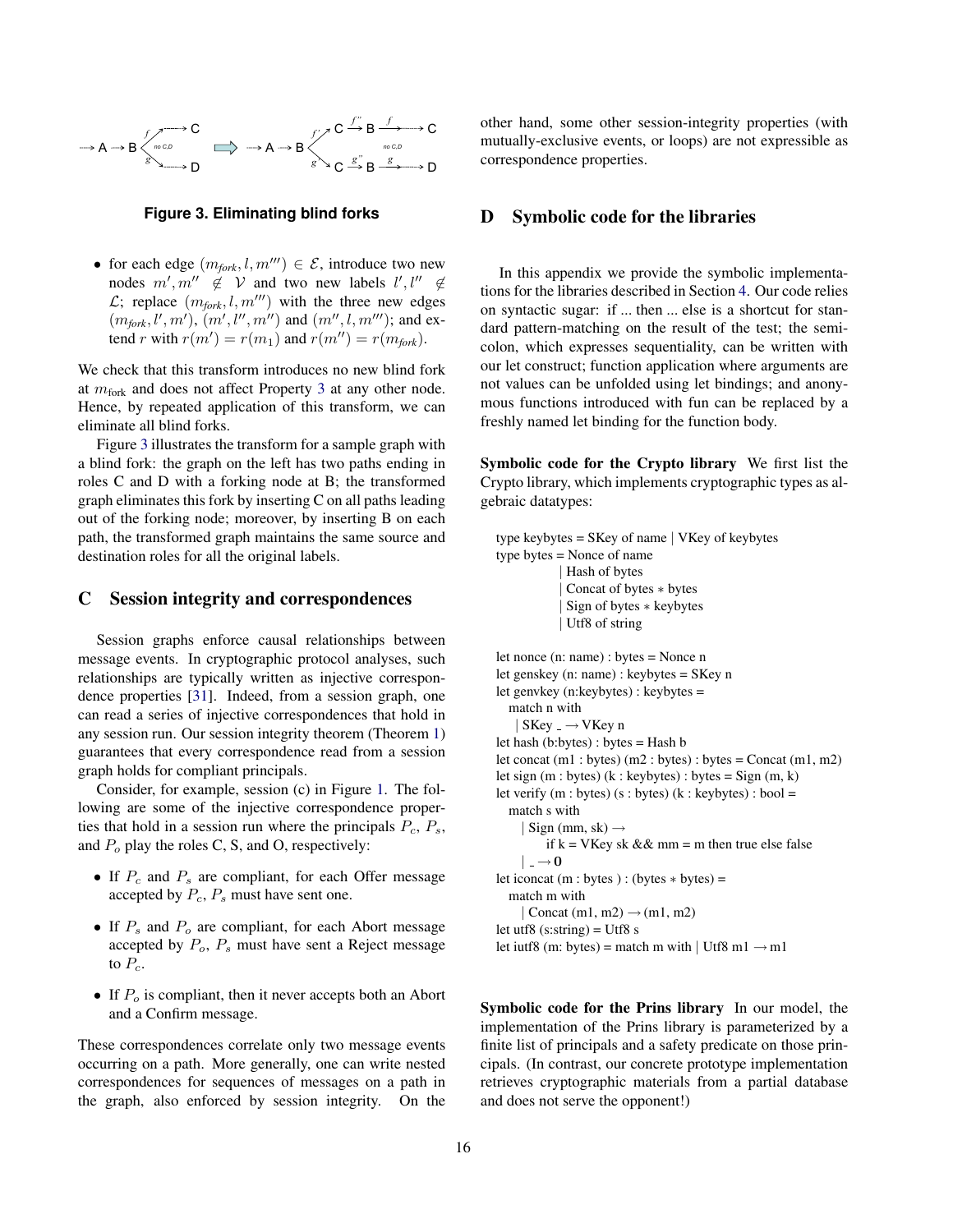Figure 3. Eliminating blind forks

- for each edge $(m_{fork}, l, m''') \in \mathcal{E}$, introduce two new nodes $m', m'' \notin \mathcal{V}$ and two new labels $l', l'' \notin \mathcal{L}$; replace $(m_{fork}, l, m''')$ with the three new edges $(m_{fork}, l', m')$, $(m', l'', m'')$ and $(m'', l, m''')$; and extend $r$ with $r(m') = r(m_1)$ and $r(m'') = r(m_{fork})$.

We check that this transform introduces no new blind fork at $m_{\text{fork}}$ and does not affect Property 3 at any other node. Hence, by repeated application of this transform, we can eliminate all blind forks.

Figure 3 illustrates the transform for a sample graph with a blind fork: the graph on the left has two paths ending in roles C and D with a forking node at B; the transformed graph eliminates this fork by inserting C on all paths leading out of the forking node; moreover, by inserting B on each path, the transformed graph maintains the same source and destination roles for all the original labels.

## C Session integrity and correspondences

Session graphs enforce causal relationships between message events. In cryptographic protocol analyses, such relationships are typically written as injective correspondence properties [31]. Indeed, from a session graph, one can read a series of injective correspondences that hold in any session run. Our session integrity theorem (Theorem 1) guarantees that every correspondence read from a session graph holds for compliant principals.

Consider, for example, session (c) in Figure 1. The following are some of the injective correspondence properties that hold in a session run where the principals $P_c$, $P_s$, and $P_o$ play the roles C, S, and O, respectively:

- If $P_c$ and $P_s$ are compliant, for each Offer message accepted by $P_c$, $P_s$ must have sent one.
- If $P_s$ and $P_o$ are compliant, for each Abort message accepted by $P_o$, $P_s$ must have sent a Reject message to $P_c$.
- If $P_o$ is compliant, then it never accepts both an Abort and a Confirm message.

These correspondences correlate only two message events occurring on a path. More generally, one can write nested correspondences for sequences of messages on a path in the graph, also enforced by session integrity. On the other hand, some other session-integrity properties (with mutually-exclusive events, or loops) are not expressible as correspondence properties.

## D Symbolic code for the libraries

In this appendix we provide the symbolic implementations for the libraries described in Section 4. Our code relies on syntactic sugar: if ... then ... else is a shortcut for standard pattern-matching on the result of the test; the semicolon, which expresses sequentiality, can be written with our let construct; function application where arguments are not values can be unfolded using let bindings; and anonymous functions introduced with fun can be replaced by a freshly named let binding for the function body.

**Symbolic code for the Crypto library** We first list the Crypto library, which implements cryptographic types as algebraic datatypes:

```
type keybytes = SKey of name | VKey of keybytes
type bytes = Nonce of name
           | Hash of bytes
           | Concat of bytes ∗ bytes
           | Sign of bytes ∗ keybytes
           | Utf8 of string

let nonce (n: name) : bytes = Nonce n
let genskey (n: name) : keybytes = SKey n
let genvkey (n:keybytes) : keybytes =
  match n with
   | SKey _ → VKey n
let hash (b:bytes) : bytes = Hash b
let concat (m1 : bytes) (m2 : bytes) : bytes = Concat (m1, m2)
let sign (m : bytes) (k : keybytes) : bytes = Sign (m, k)
let verify (m : bytes) (s : bytes) (k : keybytes) : bool =
  match s with
    | Sign (mm, sk) →
        if k = VKey sk && mm = m then true else false
    | _ → 0
let iconcat (m : bytes ) : (bytes ∗ bytes) =
  match m with
    | Concat (m1, m2) → (m1, m2)
let utf8 (s:string) = Utf8 s
let iutf8 (m: bytes) = match m with | Utf8 m1 → m1
```

**Symbolic code for the Prins library** In our model, the implementation of the Prins library is parameterized by a finite list of principals and a safety predicate on those principals. (In contrast, our concrete prototype implementation retrieves cryptographic materials from a partial database and does not serve the opponent!)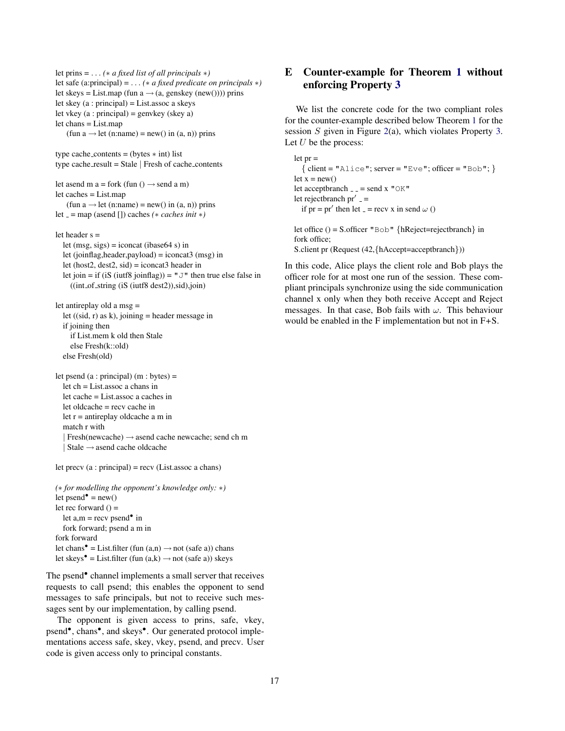```
let prins = ... (* a fixed list of all principals *)
let safe (a:principal) = ... (* a fixed predicate on principals *)
let skeys = List.map (fun a → (a, genskey (new()))) prins
let skey (a : principal) = List.assoc a skeys
let vkey (a : principal) = genvkey (skey a)
let chans = List.map
    (fun a → let (n:name) = new() in (a, n)) prins

type cache_contents = (bytes * int) list
type cache_result = Stale | Fresh of cache_contents

let asend m a = fork (fun () → send a m)
let caches = List.map
    (fun a → let (n:name) = new() in (a, n)) prins
let _ = map (asend []) caches (* caches init *)

let header s =
  let (msg, sigs) = iconcat (ibase64 s) in
  let (joinflag,header,payload) = iconcat3 (msg) in
  let (host2, dest2, sid) = iconcat3 header in
  let join = if (iS (iutf8 joinflag)) = "J" then true else false in
    ((int_of_string (iS (iutf8 dest2)),sid),join)

let antireplay old a msg =
  let ((sid, r) as k), joining = header message in
  if joining then
    if List.mem k old then Stale
    else Fresh(k::old)
  else Fresh(old)

let psend (a : principal) (m : bytes) =
  let ch = List.assoc a chans in
  let cache = List.assoc a caches in
  let oldcache = recv cache in
  let r = antireplay oldcache a m in
  match r with
  | Fresh(newcache) → asend cache newcache; send ch m
  | Stale → asend cache oldcache

let precv (a : principal) = recv (List.assoc a chans)

(* for modelling the opponent's knowledge only: *)
let psend• = new()
let rec forward () =
  let a,m = recv psend• in
  fork forward; psend a m in
fork forward
let chans• = List.filter (fun (a,n) → not (safe a)) chans
let skeys• = List.filter (fun (a,k) → not (safe a)) skeys
```

The psend• channel implements a small server that receives requests to call psend; this enables the opponent to send messages to safe principals, but not to receive such messages sent by our implementation, by calling psend.

The opponent is given access to prins, safe, vkey, psend•, chans•, and skeys•. Our generated protocol implementations access safe, skey, vkey, psend, and precv. User code is given access only to principal constants.

# E Counter-example for Theorem 1 without enforcing Property 3

We list the concrete code for the two compliant roles for the counter-example described below Theorem 1 for the session $S$ given in Figure 2(a), which violates Property 3. Let $U$ be the process:

```
let pr =
  { client = "Alice"; server = "Eve"; officer = "Bob"; }
let x = new()
let acceptbranch _ _ = send x "OK"
let rejectbranch pr′ _ =
  if pr = pr′ then let _ = recv x in send ω ()

let office () = S.officer "Bob" {hReject=rejectbranch} in
fork office;
S.client pr (Request (42,{hAccept=acceptbranch}))
```

In this code, Alice plays the client role and Bob plays the officer role for at most one run of the session. These compliant principals synchronize using the side communication channel x only when they both receive Accept and Reject messages. In that case, Bob fails with $\omega$. This behaviour would be enabled in the F implementation but not in F+S.